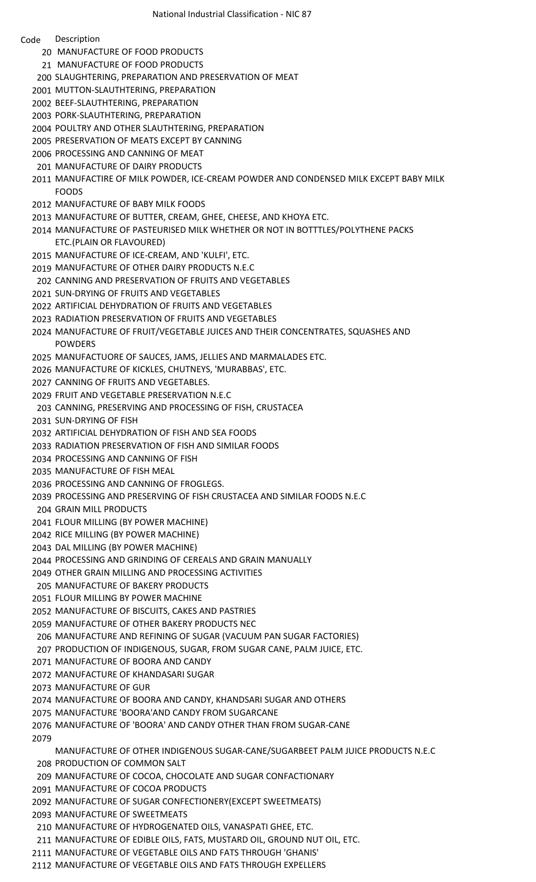# National Industrial Classification - NIC 87

| Code | Description |
|---|---|
| 20 | MANUFACTURE OF FOOD PRODUCTS |
| 21 | MANUFACTURE OF FOOD PRODUCTS |
| 200 | SLAUGHTERING, PREPARATION AND PRESERVATION OF MEAT |
| 2001 | MUTTON-SLAUTHTERING, PREPARATION |
| 2002 | BEEF-SLAUTHTERING, PREPARATION |
| 2003 | PORK-SLAUTHTERING, PREPARATION |
| 2004 | POULTRY AND OTHER SLAUTHTERING, PREPARATION |
| 2005 | PRESERVATION OF MEATS EXCEPT BY CANNING |
| 2006 | PROCESSING AND CANNING OF MEAT |
| 201 | MANUFACTURE OF DAIRY PRODUCTS |
| 2011 | MANUFACTIRE OF MILK POWDER, ICE-CREAM POWDER AND CONDENSED MILK EXCEPT BABY MILK FOODS |
| 2012 | MANUFACTURE OF BABY MILK FOODS |
| 2013 | MANUFACTURE OF BUTTER, CREAM, GHEE, CHEESE, AND KHOYA ETC. |
| 2014 | MANUFACTURE OF PASTEURISED MILK WHETHER OR NOT IN BOTTTLES/POLYTHENE PACKS ETC.(PLAIN OR FLAVOURED) |
| 2015 | MANUFACTURE OF ICE-CREAM, AND 'KULFI', ETC. |
| 2019 | MANUFACTURE OF OTHER DAIRY PRODUCTS N.E.C |
| 202 | CANNING AND PRESERVATION OF FRUITS AND VEGETABLES |
| 2021 | SUN-DRYING OF FRUITS AND VEGETABLES |
| 2022 | ARTIFICIAL DEHYDRATION OF FRUITS AND VEGETABLES |
| 2023 | RADIATION PRESERVATION OF FRUITS AND VEGETABLES |
| 2024 | MANUFACTURE OF FRUIT/VEGETABLE JUICES AND THEIR CONCENTRATES, SQUASHES AND POWDERS |
| 2025 | MANUFACTUORE OF SAUCES, JAMS, JELLIES AND MARMALADES ETC. |
| 2026 | MANUFACTURE OF KICKLES, CHUTNEYS, 'MURABBAS', ETC. |
| 2027 | CANNING OF FRUITS AND VEGETABLES. |
| 2029 | FRUIT AND VEGETABLE PRESERVATION N.E.C |
| 203 | CANNING, PRESERVING AND PROCESSING OF FISH, CRUSTACEA |
| 2031 | SUN-DRYING OF FISH |
| 2032 | ARTIFICIAL DEHYDRATION OF FISH AND SEA FOODS |
| 2033 | RADIATION PRESERVATION OF FISH AND SIMILAR FOODS |
| 2034 | PROCESSING AND CANNING OF FISH |
| 2035 | MANUFACTURE OF FISH MEAL |
| 2036 | PROCESSING AND CANNING OF FROGLEGS. |
| 2039 | PROCESSING AND PRESERVING OF FISH CRUSTACEA AND SIMILAR FOODS N.E.C |
| 204 | GRAIN MILL PRODUCTS |
| 2041 | FLOUR MILLING (BY POWER MACHINE) |
| 2042 | RICE MILLING (BY POWER MACHINE) |
| 2043 | DAL MILLING (BY POWER MACHINE) |
| 2044 | PROCESSING AND GRINDING OF CEREALS AND GRAIN MANUALLY |
| 2049 | OTHER GRAIN MILLING AND PROCESSING ACTIVITIES |
| 205 | MANUFACTURE OF BAKERY PRODUCTS |
| 2051 | FLOUR MILLING BY POWER MACHINE |
| 2052 | MANUFACTURE OF BISCUITS, CAKES AND PASTRIES |
| 2059 | MANUFACTURE OF OTHER BAKERY PRODUCTS NEC |
| 206 | MANUFACTURE AND REFINING OF SUGAR (VACUUM PAN SUGAR FACTORIES) |
| 207 | PRODUCTION OF INDIGENOUS, SUGAR, FROM SUGAR CANE, PALM JUICE, ETC. |
| 2071 | MANUFACTURE OF BOORA AND CANDY |
| 2072 | MANUFACTURE OF KHANDASARI SUGAR |
| 2073 | MANUFACTURE OF GUR |
| 2074 | MANUFACTURE OF BOORA AND CANDY, KHANDSARI SUGAR AND OTHERS |
| 2075 | MANUFACTURE 'BOORA'AND CANDY FROM SUGARCANE |
| 2076 | MANUFACTURE OF 'BOORA' AND CANDY OTHER THAN FROM SUGAR-CANE |
| 2079 | MANUFACTURE OF OTHER INDIGENOUS SUGAR-CANE/SUGARBEET PALM JUICE PRODUCTS N.E.C |
| 208 | PRODUCTION OF COMMON SALT |
| 209 | MANUFACTURE OF COCOA, CHOCOLATE AND SUGAR CONFACTIONARY |
| 2091 | MANUFACTURE OF COCOA PRODUCTS |
| 2092 | MANUFACTURE OF SUGAR CONFECTIONERY(EXCEPT SWEETMEATS) |
| 2093 | MANUFACTURE OF SWEETMEATS |
| 210 | MANUFACTURE OF HYDROGENATED OILS, VANASPATI GHEE, ETC. |
| 211 | MANUFACTURE OF EDIBLE OILS, FATS, MUSTARD OIL, GROUND NUT OIL, ETC. |
| 2111 | MANUFACTURE OF VEGETABLE OILS AND FATS THROUGH 'GHANIS' |
| 2112 | MANUFACTURE OF VEGETABLE OILS AND FATS THROUGH EXPELLERS |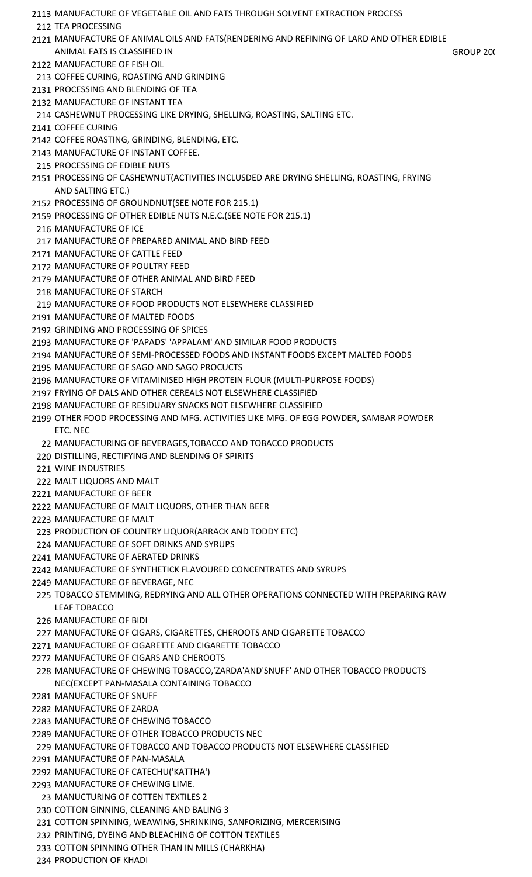2113 MANUFACTURE OF VEGETABLE OIL AND FATS THROUGH SOLVENT EXTRACTION PROCESS
212 TEA PROCESSING
2121 MANUFACTURE OF ANIMAL OILS AND FATS(RENDERING AND REFINING OF LARD AND OTHER EDIBLE ANIMAL FATS IS CLASSIFIED IN GROUP 20(
2122 MANUFACTURE OF FISH OIL
213 COFFEE CURING, ROASTING AND GRINDING
2131 PROCESSING AND BLENDING OF TEA
2132 MANUFACTURE OF INSTANT TEA
214 CASHEWNUT PROCESSING LIKE DRYING, SHELLING, ROASTING, SALTING ETC.
2141 COFFEE CURING
2142 COFFEE ROASTING, GRINDING, BLENDING, ETC.
2143 MANUFACTURE OF INSTANT COFFEE.
215 PROCESSING OF EDIBLE NUTS
2151 PROCESSING OF CASHEWNUT(ACTIVITIES INCLUSDED ARE DRYING SHELLING, ROASTING, FRYING AND SALTING ETC.)
2152 PROCESSING OF GROUNDNUT(SEE NOTE FOR 215.1)
2159 PROCESSING OF OTHER EDIBLE NUTS N.E.C.(SEE NOTE FOR 215.1)
216 MANUFACTURE OF ICE
217 MANUFACTURE OF PREPARED ANIMAL AND BIRD FEED
2171 MANUFACTURE OF CATTLE FEED
2172 MANUFACTURE OF POULTRY FEED
2179 MANUFACTURE OF OTHER ANIMAL AND BIRD FEED
218 MANUFACTURE OF STARCH
219 MANUFACTURE OF FOOD PRODUCTS NOT ELSEWHERE CLASSIFIED
2191 MANUFACTURE OF MALTED FOODS
2192 GRINDING AND PROCESSING OF SPICES
2193 MANUFACTURE OF 'PAPADS' 'APPALAM' AND SIMILAR FOOD PRODUCTS
2194 MANUFACTURE OF SEMI-PROCESSED FOODS AND INSTANT FOODS EXCEPT MALTED FOODS
2195 MANUFACTURE OF SAGO AND SAGO PROCUCTS
2196 MANUFACTURE OF VITAMINISED HIGH PROTEIN FLOUR (MULTI-PURPOSE FOODS)
2197 FRYING OF DALS AND OTHER CEREALS NOT ELSEWHERE CLASSIFIED
2198 MANUFACTURE OF RESIDUARY SNACKS NOT ELSEWHERE CLASSIFIED
2199 OTHER FOOD PROCESSING AND MFG. ACTIVITIES LIKE MFG. OF EGG POWDER, SAMBAR POWDER ETC. NEC
22 MANUFACTURING OF BEVERAGES,TOBACCO AND TOBACCO PRODUCTS
220 DISTILLING, RECTIFYING AND BLENDING OF SPIRITS
221 WINE INDUSTRIES
222 MALT LIQUORS AND MALT
2221 MANUFACTURE OF BEER
2222 MANUFACTURE OF MALT LIQUORS, OTHER THAN BEER
2223 MANUFACTURE OF MALT
223 PRODUCTION OF COUNTRY LIQUOR(ARRACK AND TODDY ETC)
224 MANUFACTURE OF SOFT DRINKS AND SYRUPS
2241 MANUFACTURE OF AERATED DRINKS
2242 MANUFACTURE OF SYNTHETICK FLAVOURED CONCENTRATES AND SYRUPS
2249 MANUFACTURE OF BEVERAGE, NEC
225 TOBACCO STEMMING, REDRYING AND ALL OTHER OPERATIONS CONNECTED WITH PREPARING RAW LEAF TOBACCO
226 MANUFACTURE OF BIDI
227 MANUFACTURE OF CIGARS, CIGARETTES, CHEROOTS AND CIGARETTE TOBACCO
2271 MANUFACTURE OF CIGARETTE AND CIGARETTE TOBACCO
2272 MANUFACTURE OF CIGARS AND CHEROOTS
228 MANUFACTURE OF CHEWING TOBACCO,'ZARDA'AND'SNUFF' AND OTHER TOBACCO PRODUCTS NEC(EXCEPT PAN-MASALA CONTAINING TOBACCO
2281 MANUFACTURE OF SNUFF
2282 MANUFACTURE OF ZARDA
2283 MANUFACTURE OF CHEWING TOBACCO
2289 MANUFACTURE OF OTHER TOBACCO PRODUCTS NEC
229 MANUFACTURE OF TOBACCO AND TOBACCO PRODUCTS NOT ELSEWHERE CLASSIFIED
2291 MANUFACTURE OF PAN-MASALA
2292 MANUFACTURE OF CATECHU('KATTHA')
2293 MANUFACTURE OF CHEWING LIME.
23 MANUCTURING OF COTTEN TEXTILES 2
230 COTTON GINNING, CLEANING AND BALING 3
231 COTTON SPINNING, WEAWING, SHRINKING, SANFORIZING, MERCERISING
232 PRINTING, DYEING AND BLEACHING OF COTTON TEXTILES
233 COTTON SPINNING OTHER THAN IN MILLS (CHARKHA)
234 PRODUCTION OF KHADI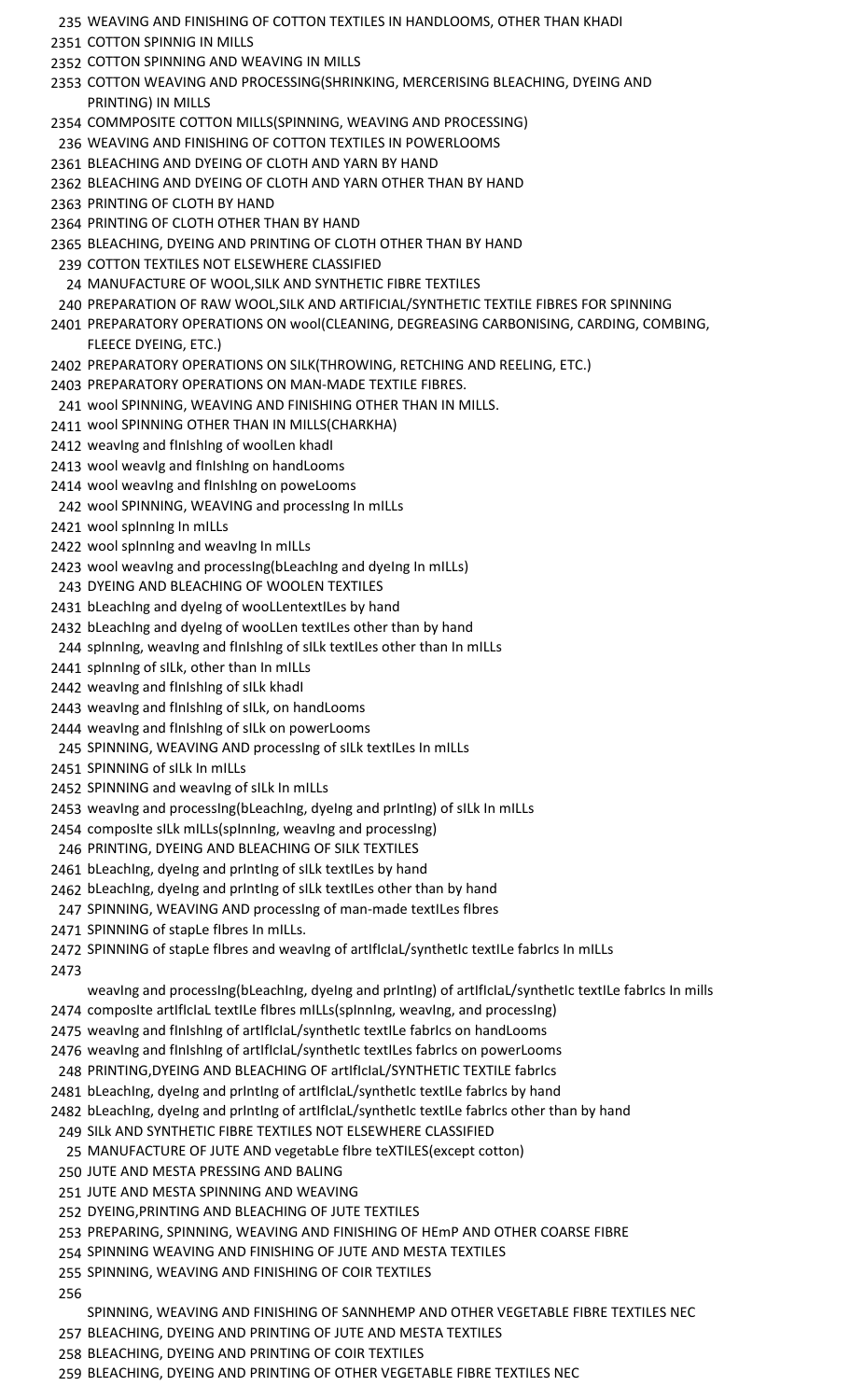235 WEAVING AND FINISHING OF COTTON TEXTILES IN HANDLOOMS, OTHER THAN KHADI
2351 COTTON SPINNIG IN MILLS
2352 COTTON SPINNING AND WEAVING IN MILLS
2353 COTTON WEAVING AND PROCESSING(SHRINKING, MERCERISING BLEACHING, DYEING AND PRINTING) IN MILLS
2354 COMMPOSITE COTTON MILLS(SPINNING, WEAVING AND PROCESSING)
236 WEAVING AND FINISHING OF COTTON TEXTILES IN POWERLOOMS
2361 BLEACHING AND DYEING OF CLOTH AND YARN BY HAND
2362 BLEACHING AND DYEING OF CLOTH AND YARN OTHER THAN BY HAND
2363 PRINTING OF CLOTH BY HAND
2364 PRINTING OF CLOTH OTHER THAN BY HAND
2365 BLEACHING, DYEING AND PRINTING OF CLOTH OTHER THAN BY HAND
239 COTTON TEXTILES NOT ELSEWHERE CLASSIFIED
24 MANUFACTURE OF WOOL,SILK AND SYNTHETIC FIBRE TEXTILES
240 PREPARATION OF RAW WOOL,SILK AND ARTIFICIAL/SYNTHETIC TEXTILE FIBRES FOR SPINNING
2401 PREPARATORY OPERATIONS ON wool(CLEANING, DEGREASING CARBONISING, CARDING, COMBING, FLEECE DYEING, ETC.)
2402 PREPARATORY OPERATIONS ON SILK(THROWING, RETCHING AND REELING, ETC.)
2403 PREPARATORY OPERATIONS ON MAN-MADE TEXTILE FIBRES.
241 wool SPINNING, WEAVING AND FINISHING OTHER THAN IN MILLS.
2411 wool SPINNING OTHER THAN IN MILLS(CHARKHA)
2412 weavIng and fInIshIng of woolLen khadI
2413 wool weavIg and fInIshIng on handLooms
2414 wool weavIng and fInIshIng on poweLooms
242 wool SPINNING, WEAVING and processIng In mILLs
2421 wool spInnIng In mILLs
2422 wool spInnIng and weavIng In mILLs
2423 wool weavIng and processIng(bLeachIng and dyeIng In mILLs)
243 DYEING AND BLEACHING OF WOOLEN TEXTILES
2431 bLeachIng and dyeIng of wooLLentextILes by hand
2432 bLeachIng and dyeIng of wooLLen textILes other than by hand
244 spInnIng, weavIng and fInIshIng of sILk textILes other than In mILLs
2441 spInnIng of sILk, other than In mILLs
2442 weavIng and fInIshIng of sILk khadI
2443 weavIng and fInIshIng of sILk, on handLooms
2444 weavIng and fInIshIng of sILk on powerLooms
245 SPINNING, WEAVING AND processIng of sILk textILes In mILLs
2451 SPINNING of sILk In mILLs
2452 SPINNING and weavIng of sILk In mILLs
2453 weavIng and processIng(bLeachIng, dyeIng and prIntIng) of sILk In mILLs
2454 composIte sILk mILLs(spInnIng, weavIng and processIng)
246 PRINTING, DYEING AND BLEACHING OF SILK TEXTILES
2461 bLeachIng, dyeIng and prIntIng of sILk textILes by hand
2462 bLeachIng, dyeIng and prIntIng of sILk textILes other than by hand
247 SPINNING, WEAVING AND processIng of man-made textILes fIbres
2471 SPINNING of stapLe fIbres In mILLs.
2472 SPINNING of stapLe fIbres and weavIng of artIfIcIaL/synthetIc textILe fabrIcs In mILLs
2473 weavIng and processIng(bLeachIng, dyeIng and prIntIng) of artIfIcIaL/synthetIc textILe fabrIcs In mills
2474 composIte artIfIcIaL textILe fIbres mILLs(spInnIng, weavIng, and processIng)
2475 weavIng and fInIshIng of artIfIcIaL/synthetIc textILe fabrIcs on handLooms
2476 weavIng and fInIshIng of artIfIcIaL/synthetIc textILes fabrIcs on powerLooms
248 PRINTING,DYEING AND BLEACHING OF artIfIcIaL/SYNTHETIC TEXTILE fabrIcs
2481 bLeachIng, dyeIng and prIntIng of artIfIcIaL/synthetIc textILe fabrIcs by hand
2482 bLeachIng, dyeIng and prIntIng of artIfIcIaL/synthetIc textILe fabrIcs other than by hand
249 SILk AND SYNTHETIC FIBRE TEXTILES NOT ELSEWHERE CLASSIFIED
25 MANUFACTURE OF JUTE AND vegetabLe fIbre teXTILES(except cotton)
250 JUTE AND MESTA PRESSING AND BALING
251 JUTE AND MESTA SPINNING AND WEAVING
252 DYEING,PRINTING AND BLEACHING OF JUTE TEXTILES
253 PREPARING, SPINNING, WEAVING AND FINISHING OF HEmP AND OTHER COARSE FIBRE
254 SPINNING WEAVING AND FINISHING OF JUTE AND MESTA TEXTILES
255 SPINNING, WEAVING AND FINISHING OF COIR TEXTILES
256 SPINNING, WEAVING AND FINISHING OF SANNHEMP AND OTHER VEGETABLE FIBRE TEXTILES NEC
257 BLEACHING, DYEING AND PRINTING OF JUTE AND MESTA TEXTILES
258 BLEACHING, DYEING AND PRINTING OF COIR TEXTILES
259 BLEACHING, DYEING AND PRINTING OF OTHER VEGETABLE FIBRE TEXTILES NEC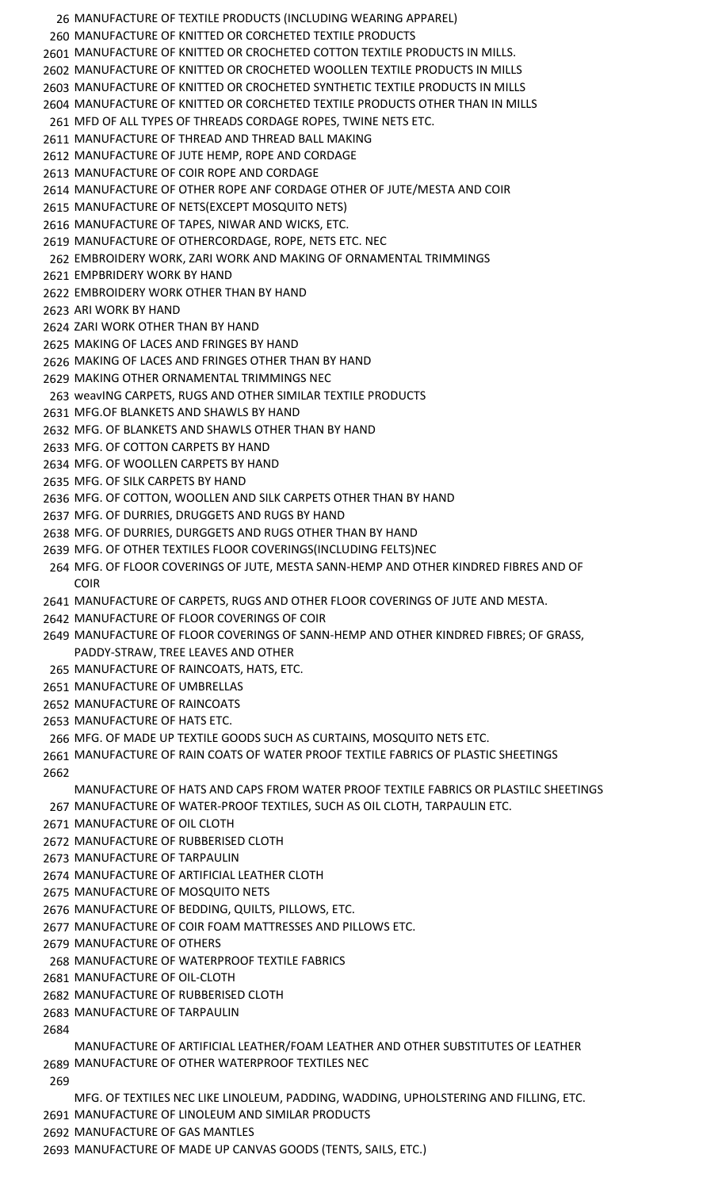26 MANUFACTURE OF TEXTILE PRODUCTS (INCLUDING WEARING APPAREL)
260 MANUFACTURE OF KNITTED OR CORCHETED TEXTILE PRODUCTS
2601 MANUFACTURE OF KNITTED OR CROCHETED COTTON TEXTILE PRODUCTS IN MILLS.
2602 MANUFACTURE OF KNITTED OR CROCHETED WOOLLEN TEXTILE PRODUCTS IN MILLS
2603 MANUFACTURE OF KNITTED OR CROCHETED SYNTHETIC TEXTILE PRODUCTS IN MILLS
2604 MANUFACTURE OF KNITTED OR CORCHETED TEXTILE PRODUCTS OTHER THAN IN MILLS
261 MFD OF ALL TYPES OF THREADS CORDAGE ROPES, TWINE NETS ETC.
2611 MANUFACTURE OF THREAD AND THREAD BALL MAKING
2612 MANUFACTURE OF JUTE HEMP, ROPE AND CORDAGE
2613 MANUFACTURE OF COIR ROPE AND CORDAGE
2614 MANUFACTURE OF OTHER ROPE ANF CORDAGE OTHER OF JUTE/MESTA AND COIR
2615 MANUFACTURE OF NETS(EXCEPT MOSQUITO NETS)
2616 MANUFACTURE OF TAPES, NIWAR AND WICKS, ETC.
2619 MANUFACTURE OF OTHERCORDAGE, ROPE, NETS ETC. NEC
262 EMBROIDERY WORK, ZARI WORK AND MAKING OF ORNAMENTAL TRIMMINGS
2621 EMPBRIDERY WORK BY HAND
2622 EMBROIDERY WORK OTHER THAN BY HAND
2623 ARI WORK BY HAND
2624 ZARI WORK OTHER THAN BY HAND
2625 MAKING OF LACES AND FRINGES BY HAND
2626 MAKING OF LACES AND FRINGES OTHER THAN BY HAND
2629 MAKING OTHER ORNAMENTAL TRIMMINGS NEC
263 weavING CARPETS, RUGS AND OTHER SIMILAR TEXTILE PRODUCTS
2631 MFG.OF BLANKETS AND SHAWLS BY HAND
2632 MFG. OF BLANKETS AND SHAWLS OTHER THAN BY HAND
2633 MFG. OF COTTON CARPETS BY HAND
2634 MFG. OF WOOLLEN CARPETS BY HAND
2635 MFG. OF SILK CARPETS BY HAND
2636 MFG. OF COTTON, WOOLLEN AND SILK CARPETS OTHER THAN BY HAND
2637 MFG. OF DURRIES, DRUGGETS AND RUGS BY HAND
2638 MFG. OF DURRIES, DURGGETS AND RUGS OTHER THAN BY HAND
2639 MFG. OF OTHER TEXTILES FLOOR COVERINGS(INCLUDING FELTS)NEC
264 MFG. OF FLOOR COVERINGS OF JUTE, MESTA SANN-HEMP AND OTHER KINDRED FIBRES AND OF COIR
2641 MANUFACTURE OF CARPETS, RUGS AND OTHER FLOOR COVERINGS OF JUTE AND MESTA.
2642 MANUFACTURE OF FLOOR COVERINGS OF COIR
2649 MANUFACTURE OF FLOOR COVERINGS OF SANN-HEMP AND OTHER KINDRED FIBRES; OF GRASS, PADDY-STRAW, TREE LEAVES AND OTHER
265 MANUFACTURE OF RAINCOATS, HATS, ETC.
2651 MANUFACTURE OF UMBRELLAS
2652 MANUFACTURE OF RAINCOATS
2653 MANUFACTURE OF HATS ETC.
266 MFG. OF MADE UP TEXTILE GOODS SUCH AS CURTAINS, MOSQUITO NETS ETC.
2661 MANUFACTURE OF RAIN COATS OF WATER PROOF TEXTILE FABRICS OF PLASTIC SHEETINGS
2662 MANUFACTURE OF HATS AND CAPS FROM WATER PROOF TEXTILE FABRICS OR PLASTILC SHEETINGS
267 MANUFACTURE OF WATER-PROOF TEXTILES, SUCH AS OIL CLOTH, TARPAULIN ETC.
2671 MANUFACTURE OF OIL CLOTH
2672 MANUFACTURE OF RUBBERISED CLOTH
2673 MANUFACTURE OF TARPAULIN
2674 MANUFACTURE OF ARTIFICIAL LEATHER CLOTH
2675 MANUFACTURE OF MOSQUITO NETS
2676 MANUFACTURE OF BEDDING, QUILTS, PILLOWS, ETC.
2677 MANUFACTURE OF COIR FOAM MATTRESSES AND PILLOWS ETC.
2679 MANUFACTURE OF OTHERS
268 MANUFACTURE OF WATERPROOF TEXTILE FABRICS
2681 MANUFACTURE OF OIL-CLOTH
2682 MANUFACTURE OF RUBBERISED CLOTH
2683 MANUFACTURE OF TARPAULIN
2684 MANUFACTURE OF ARTIFICIAL LEATHER/FOAM LEATHER AND OTHER SUBSTITUTES OF LEATHER
2689 MANUFACTURE OF OTHER WATERPROOF TEXTILES NEC
269 MFG. OF TEXTILES NEC LIKE LINOLEUM, PADDING, WADDING, UPHOLSTERING AND FILLING, ETC.
2691 MANUFACTURE OF LINOLEUM AND SIMILAR PRODUCTS
2692 MANUFACTURE OF GAS MANTLES
2693 MANUFACTURE OF MADE UP CANVAS GOODS (TENTS, SAILS, ETC.)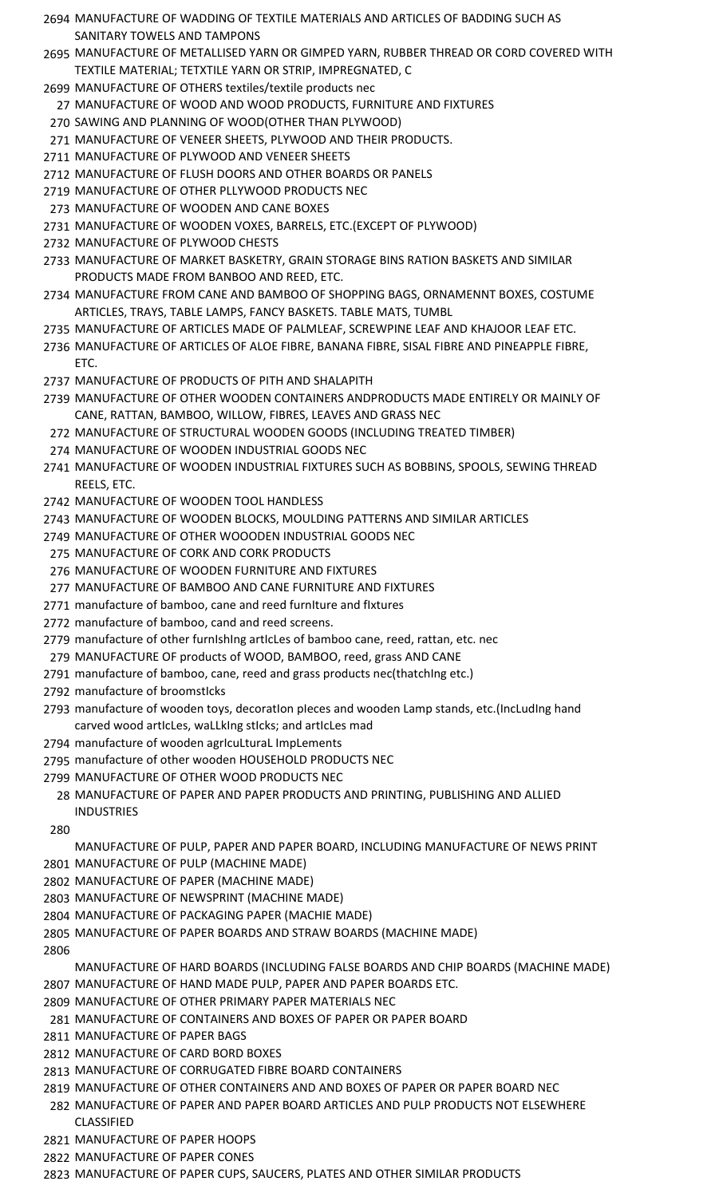2694 MANUFACTURE OF WADDING OF TEXTILE MATERIALS AND ARTICLES OF BADDING SUCH AS SANITARY TOWELS AND TAMPONS
2695 MANUFACTURE OF METALLISED YARN OR GIMPED YARN, RUBBER THREAD OR CORD COVERED WITH TEXTILE MATERIAL; TETXTILE YARN OR STRIP, IMPREGNATED, C
2699 MANUFACTURE OF OTHERS textiles/textile products nec
27 MANUFACTURE OF WOOD AND WOOD PRODUCTS, FURNITURE AND FIXTURES
270 SAWING AND PLANNING OF WOOD(OTHER THAN PLYWOOD)
271 MANUFACTURE OF VENEER SHEETS, PLYWOOD AND THEIR PRODUCTS.
2711 MANUFACTURE OF PLYWOOD AND VENEER SHEETS
2712 MANUFACTURE OF FLUSH DOORS AND OTHER BOARDS OR PANELS
2719 MANUFACTURE OF OTHER PLLYWOOD PRODUCTS NEC
273 MANUFACTURE OF WOODEN AND CANE BOXES
2731 MANUFACTURE OF WOODEN VOXES, BARRELS, ETC.(EXCEPT OF PLYWOOD)
2732 MANUFACTURE OF PLYWOOD CHESTS
2733 MANUFACTURE OF MARKET BASKETRY, GRAIN STORAGE BINS RATION BASKETS AND SIMILAR PRODUCTS MADE FROM BANBOO AND REED, ETC.
2734 MANUFACTURE FROM CANE AND BAMBOO OF SHOPPING BAGS, ORNAMENNT BOXES, COSTUME ARTICLES, TRAYS, TABLE LAMPS, FANCY BASKETS. TABLE MATS, TUMBL
2735 MANUFACTURE OF ARTICLES MADE OF PALMLEAF, SCREWPINE LEAF AND KHAJOOR LEAF ETC.
2736 MANUFACTURE OF ARTICLES OF ALOE FIBRE, BANANA FIBRE, SISAL FIBRE AND PINEAPPLE FIBRE, ETC.
2737 MANUFACTURE OF PRODUCTS OF PITH AND SHALAPITH
2739 MANUFACTURE OF OTHER WOODEN CONTAINERS ANDPRODUCTS MADE ENTIRELY OR MAINLY OF CANE, RATTAN, BAMBOO, WILLOW, FIBRES, LEAVES AND GRASS NEC
272 MANUFACTURE OF STRUCTURAL WOODEN GOODS (INCLUDING TREATED TIMBER)
274 MANUFACTURE OF WOODEN INDUSTRIAL GOODS NEC
2741 MANUFACTURE OF WOODEN INDUSTRIAL FIXTURES SUCH AS BOBBINS, SPOOLS, SEWING THREAD REELS, ETC.
2742 MANUFACTURE OF WOODEN TOOL HANDLESS
2743 MANUFACTURE OF WOODEN BLOCKS, MOULDING PATTERNS AND SIMILAR ARTICLES
2749 MANUFACTURE OF OTHER WOOODEN INDUSTRIAL GOODS NEC
275 MANUFACTURE OF CORK AND CORK PRODUCTS
276 MANUFACTURE OF WOODEN FURNITURE AND FIXTURES
277 MANUFACTURE OF BAMBOO AND CANE FURNITURE AND FIXTURES
2771 manufacture of bamboo, cane and reed furnIture and fIxtures
2772 manufacture of bamboo, cand and reed screens.
2779 manufacture of other furnIshIng artIcLes of bamboo cane, reed, rattan, etc. nec
279 MANUFACTURE OF products of WOOD, BAMBOO, reed, grass AND CANE
2791 manufacture of bamboo, cane, reed and grass products nec(thatchIng etc.)
2792 manufacture of broomstIcks
2793 manufacture of wooden toys, decoratIon pIeces and wooden Lamp stands, etc.(IncLudIng hand carved wood artIcLes, waLLkIng stIcks; and artIcLes mad
2794 manufacture of wooden agrIcuLturaL ImpLements
2795 manufacture of other wooden HOUSEHOLD PRODUCTS NEC
2799 MANUFACTURE OF OTHER WOOD PRODUCTS NEC
28 MANUFACTURE OF PAPER AND PAPER PRODUCTS AND PRINTING, PUBLISHING AND ALLIED INDUSTRIES
280 MANUFACTURE OF PULP, PAPER AND PAPER BOARD, INCLUDING MANUFACTURE OF NEWS PRINT
2801 MANUFACTURE OF PULP (MACHINE MADE)
2802 MANUFACTURE OF PAPER (MACHINE MADE)
2803 MANUFACTURE OF NEWSPRINT (MACHINE MADE)
2804 MANUFACTURE OF PACKAGING PAPER (MACHIE MADE)
2805 MANUFACTURE OF PAPER BOARDS AND STRAW BOARDS (MACHINE MADE)
2806 MANUFACTURE OF HARD BOARDS (INCLUDING FALSE BOARDS AND CHIP BOARDS (MACHINE MADE)
2807 MANUFACTURE OF HAND MADE PULP, PAPER AND PAPER BOARDS ETC.
2809 MANUFACTURE OF OTHER PRIMARY PAPER MATERIALS NEC
281 MANUFACTURE OF CONTAINERS AND BOXES OF PAPER OR PAPER BOARD
2811 MANUFACTURE OF PAPER BAGS
2812 MANUFACTURE OF CARD BORD BOXES
2813 MANUFACTURE OF CORRUGATED FIBRE BOARD CONTAINERS
2819 MANUFACTURE OF OTHER CONTAINERS AND AND BOXES OF PAPER OR PAPER BOARD NEC
282 MANUFACTURE OF PAPER AND PAPER BOARD ARTICLES AND PULP PRODUCTS NOT ELSEWHERE CLASSIFIED
2821 MANUFACTURE OF PAPER HOOPS
2822 MANUFACTURE OF PAPER CONES
2823 MANUFACTURE OF PAPER CUPS, SAUCERS, PLATES AND OTHER SIMILAR PRODUCTS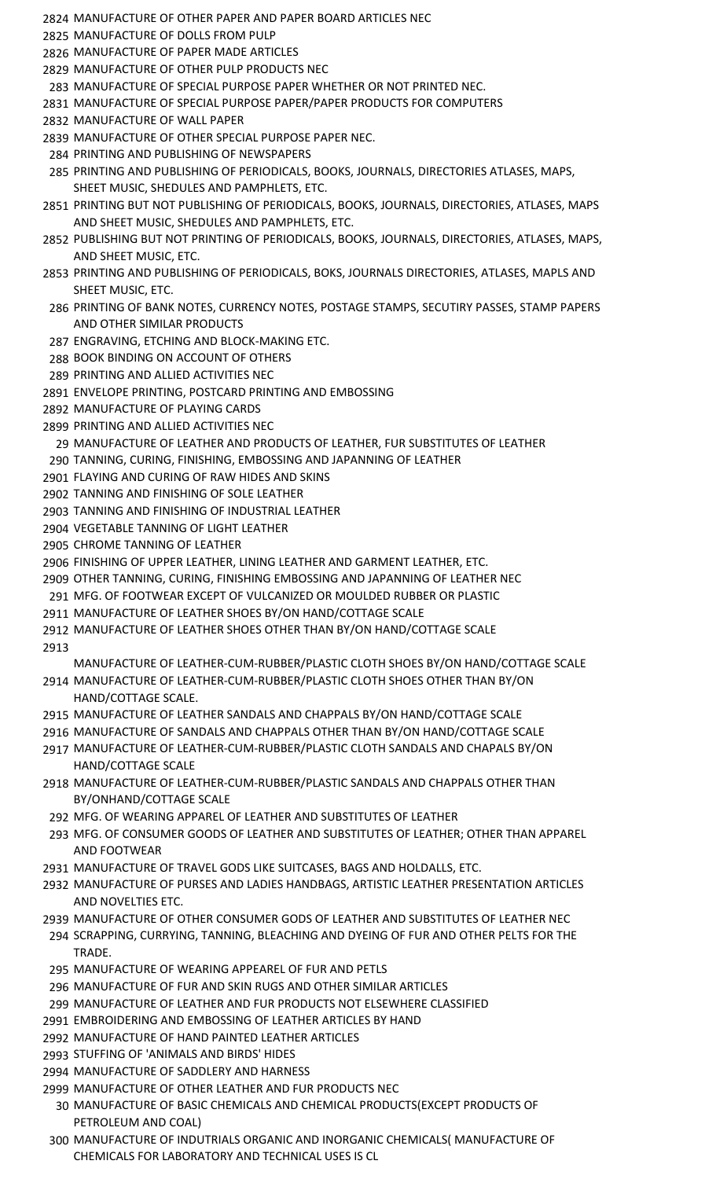2824 MANUFACTURE OF OTHER PAPER AND PAPER BOARD ARTICLES NEC
2825 MANUFACTURE OF DOLLS FROM PULP
2826 MANUFACTURE OF PAPER MADE ARTICLES
2829 MANUFACTURE OF OTHER PULP PRODUCTS NEC
283 MANUFACTURE OF SPECIAL PURPOSE PAPER WHETHER OR NOT PRINTED NEC.
2831 MANUFACTURE OF SPECIAL PURPOSE PAPER/PAPER PRODUCTS FOR COMPUTERS
2832 MANUFACTURE OF WALL PAPER
2839 MANUFACTURE OF OTHER SPECIAL PURPOSE PAPER NEC.
284 PRINTING AND PUBLISHING OF NEWSPAPERS
285 PRINTING AND PUBLISHING OF PERIODICALS, BOOKS, JOURNALS, DIRECTORIES ATLASES, MAPS, SHEET MUSIC, SHEDULES AND PAMPHLETS, ETC.
2851 PRINTING BUT NOT PUBLISHING OF PERIODICALS, BOOKS, JOURNALS, DIRECTORIES, ATLASES, MAPS AND SHEET MUSIC, SHEDULES AND PAMPHLETS, ETC.
2852 PUBLISHING BUT NOT PRINTING OF PERIODICALS, BOOKS, JOURNALS, DIRECTORIES, ATLASES, MAPS, AND SHEET MUSIC, ETC.
2853 PRINTING AND PUBLISHING OF PERIODICALS, BOKS, JOURNALS DIRECTORIES, ATLASES, MAPLS AND SHEET MUSIC, ETC.
286 PRINTING OF BANK NOTES, CURRENCY NOTES, POSTAGE STAMPS, SECUTIRY PASSES, STAMP PAPERS AND OTHER SIMILAR PRODUCTS
287 ENGRAVING, ETCHING AND BLOCK-MAKING ETC.
288 BOOK BINDING ON ACCOUNT OF OTHERS
289 PRINTING AND ALLIED ACTIVITIES NEC
2891 ENVELOPE PRINTING, POSTCARD PRINTING AND EMBOSSING
2892 MANUFACTURE OF PLAYING CARDS
2899 PRINTING AND ALLIED ACTIVITIES NEC
29 MANUFACTURE OF LEATHER AND PRODUCTS OF LEATHER, FUR SUBSTITUTES OF LEATHER
290 TANNING, CURING, FINISHING, EMBOSSING AND JAPANNING OF LEATHER
2901 FLAYING AND CURING OF RAW HIDES AND SKINS
2902 TANNING AND FINISHING OF SOLE LEATHER
2903 TANNING AND FINISHING OF INDUSTRIAL LEATHER
2904 VEGETABLE TANNING OF LIGHT LEATHER
2905 CHROME TANNING OF LEATHER
2906 FINISHING OF UPPER LEATHER, LINING LEATHER AND GARMENT LEATHER, ETC.
2909 OTHER TANNING, CURING, FINISHING EMBOSSING AND JAPANNING OF LEATHER NEC
291 MFG. OF FOOTWEAR EXCEPT OF VULCANIZED OR MOULDED RUBBER OR PLASTIC
2911 MANUFACTURE OF LEATHER SHOES BY/ON HAND/COTTAGE SCALE
2912 MANUFACTURE OF LEATHER SHOES OTHER THAN BY/ON HAND/COTTAGE SCALE
2913 MANUFACTURE OF LEATHER-CUM-RUBBER/PLASTIC CLOTH SHOES BY/ON HAND/COTTAGE SCALE
2914 MANUFACTURE OF LEATHER-CUM-RUBBER/PLASTIC CLOTH SHOES OTHER THAN BY/ON HAND/COTTAGE SCALE.
2915 MANUFACTURE OF LEATHER SANDALS AND CHAPPALS BY/ON HAND/COTTAGE SCALE
2916 MANUFACTURE OF SANDALS AND CHAPPALS OTHER THAN BY/ON HAND/COTTAGE SCALE
2917 MANUFACTURE OF LEATHER-CUM-RUBBER/PLASTIC CLOTH SANDALS AND CHAPALS BY/ON HAND/COTTAGE SCALE
2918 MANUFACTURE OF LEATHER-CUM-RUBBER/PLASTIC SANDALS AND CHAPPALS OTHER THAN BY/ONHAND/COTTAGE SCALE
292 MFG. OF WEARING APPAREL OF LEATHER AND SUBSTITUTES OF LEATHER
293 MFG. OF CONSUMER GOODS OF LEATHER AND SUBSTITUTES OF LEATHER; OTHER THAN APPAREL AND FOOTWEAR
2931 MANUFACTURE OF TRAVEL GODS LIKE SUITCASES, BAGS AND HOLDALLS, ETC.
2932 MANUFACTURE OF PURSES AND LADIES HANDBAGS, ARTISTIC LEATHER PRESENTATION ARTICLES AND NOVELTIES ETC.
2939 MANUFACTURE OF OTHER CONSUMER GODS OF LEATHER AND SUBSTITUTES OF LEATHER NEC
294 SCRAPPING, CURRYING, TANNING, BLEACHING AND DYEING OF FUR AND OTHER PELTS FOR THE TRADE.
295 MANUFACTURE OF WEARING APPEAREL OF FUR AND PETLS
296 MANUFACTURE OF FUR AND SKIN RUGS AND OTHER SIMILAR ARTICLES
299 MANUFACTURE OF LEATHER AND FUR PRODUCTS NOT ELSEWHERE CLASSIFIED
2991 EMBROIDERING AND EMBOSSING OF LEATHER ARTICLES BY HAND
2992 MANUFACTURE OF HAND PAINTED LEATHER ARTICLES
2993 STUFFING OF 'ANIMALS AND BIRDS' HIDES
2994 MANUFACTURE OF SADDLERY AND HARNESS
2999 MANUFACTURE OF OTHER LEATHER AND FUR PRODUCTS NEC
30 MANUFACTURE OF BASIC CHEMICALS AND CHEMICAL PRODUCTS(EXCEPT PRODUCTS OF PETROLEUM AND COAL)
300 MANUFACTURE OF INDUTRIALS ORGANIC AND INORGANIC CHEMICALS( MANUFACTURE OF CHEMICALS FOR LABORATORY AND TECHNICAL USES IS CL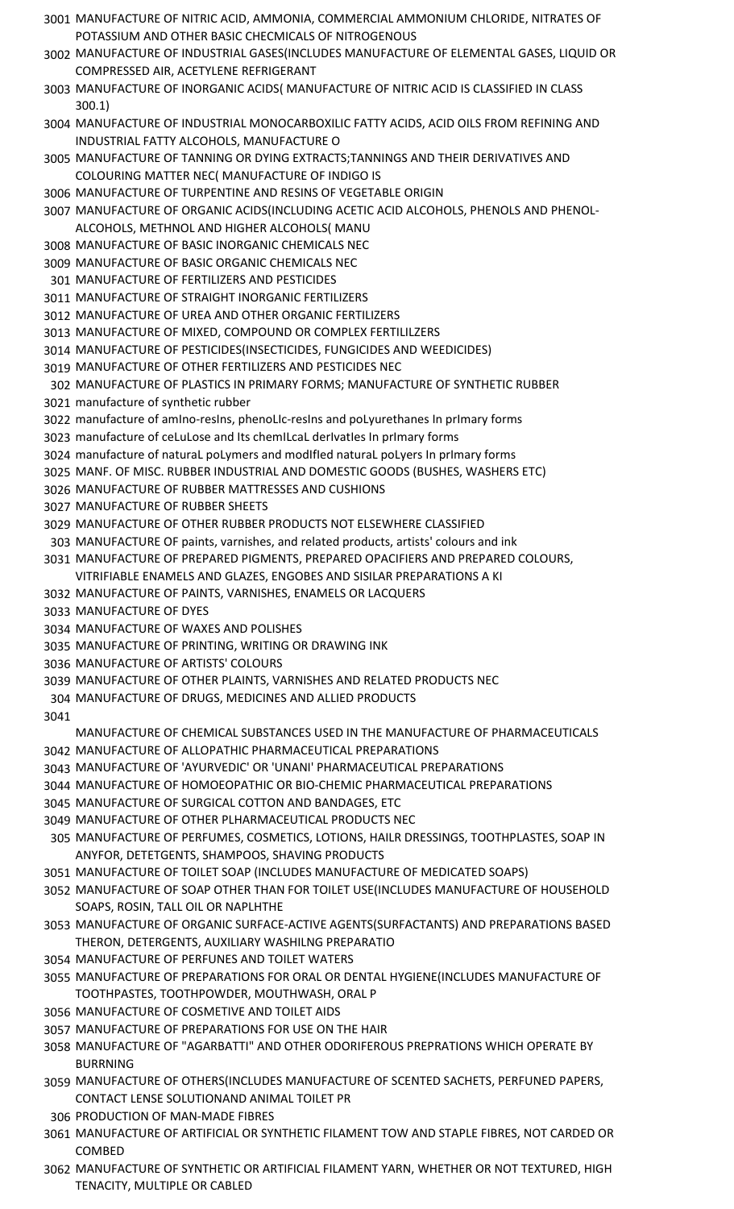| Code | Description |
|---|---|
| 3001 | MANUFACTURE OF NITRIC ACID, AMMONIA, COMMERCIAL AMMONIUM CHLORIDE, NITRATES OF POTASSIUM AND OTHER BASIC CHECMICALS OF NITROGENOUS |
| 3002 | MANUFACTURE OF INDUSTRIAL GASES(INCLUDES MANUFACTURE OF ELEMENTAL GASES, LIQUID OR COMPRESSED AIR, ACETYLENE REFRIGERANT |
| 3003 | MANUFACTURE OF INORGANIC ACIDS( MANUFACTURE OF NITRIC ACID IS CLASSIFIED IN CLASS 300.1) |
| 3004 | MANUFACTURE OF INDUSTRIAL MONOCARBOXILIC FATTY ACIDS, ACID OILS FROM REFINING AND INDUSTRIAL FATTY ALCOHOLS, MANUFACTURE O |
| 3005 | MANUFACTURE OF TANNING OR DYING EXTRACTS;TANNINGS AND THEIR DERIVATIVES AND COLOURING MATTER NEC( MANUFACTURE OF INDIGO IS |
| 3006 | MANUFACTURE OF TURPENTINE AND RESINS OF VEGETABLE ORIGIN |
| 3007 | MANUFACTURE OF ORGANIC ACIDS(INCLUDING ACETIC ACID ALCOHOLS, PHENOLS AND PHENOL-ALCOHOLS, METHNOL AND HIGHER ALCOHOLS( MANU |
| 3008 | MANUFACTURE OF BASIC INORGANIC CHEMICALS NEC |
| 3009 | MANUFACTURE OF BASIC ORGANIC CHEMICALS NEC |
| 301 | MANUFACTURE OF FERTILIZERS AND PESTICIDES |
| 3011 | MANUFACTURE OF STRAIGHT INORGANIC FERTILIZERS |
| 3012 | MANUFACTURE OF UREA AND OTHER ORGANIC FERTILIZERS |
| 3013 | MANUFACTURE OF MIXED, COMPOUND OR COMPLEX FERTILILZERS |
| 3014 | MANUFACTURE OF PESTICIDES(INSECTICIDES, FUNGICIDES AND WEEDICIDES) |
| 3019 | MANUFACTURE OF OTHER FERTILIZERS AND PESTICIDES NEC |
| 302 | MANUFACTURE OF PLASTICS IN PRIMARY FORMS; MANUFACTURE OF SYNTHETIC RUBBER |
| 3021 | manufacture of synthetic rubber |
| 3022 | manufacture of amIno-resIns, phenoLIc-resIns and poLyurethanes In prImary forms |
| 3023 | manufacture of ceLuLose and Its chemILcaL derIvatIes In prImary forms |
| 3024 | manufacture of naturaL poLymers and modIfIed naturaL poLyers In prImary forms |
| 3025 | MANF. OF MISC. RUBBER INDUSTRIAL AND DOMESTIC GOODS (BUSHES, WASHERS ETC) |
| 3026 | MANUFACTURE OF RUBBER MATTRESSES AND CUSHIONS |
| 3027 | MANUFACTURE OF RUBBER SHEETS |
| 3029 | MANUFACTURE OF OTHER RUBBER PRODUCTS NOT ELSEWHERE CLASSIFIED |
| 303 | MANUFACTURE OF paints, varnishes, and related products, artists' colours and ink |
| 3031 | MANUFACTURE OF PREPARED PIGMENTS, PREPARED OPACIFIERS AND PREPARED COLOURS, VITRIFIABLE ENAMELS AND GLAZES, ENGOBES AND SISILAR PREPARATIONS A KI |
| 3032 | MANUFACTURE OF PAINTS, VARNISHES, ENAMELS OR LACQUERS |
| 3033 | MANUFACTURE OF DYES |
| 3034 | MANUFACTURE OF WAXES AND POLISHES |
| 3035 | MANUFACTURE OF PRINTING, WRITING OR DRAWING INK |
| 3036 | MANUFACTURE OF ARTISTS' COLOURS |
| 3039 | MANUFACTURE OF OTHER PLAINTS, VARNISHES AND RELATED PRODUCTS NEC |
| 304 | MANUFACTURE OF DRUGS, MEDICINES AND ALLIED PRODUCTS |
| 3041 | MANUFACTURE OF CHEMICAL SUBSTANCES USED IN THE MANUFACTURE OF PHARMACEUTICALS |
| 3042 | MANUFACTURE OF ALLOPATHIC PHARMACEUTICAL PREPARATIONS |
| 3043 | MANUFACTURE OF 'AYURVEDIC' OR 'UNANI' PHARMACEUTICAL PREPARATIONS |
| 3044 | MANUFACTURE OF HOMOEOPATHIC OR BIO-CHEMIC PHARMACEUTICAL PREPARATIONS |
| 3045 | MANUFACTURE OF SURGICAL COTTON AND BANDAGES, ETC |
| 3049 | MANUFACTURE OF OTHER PLHARMACEUTICAL PRODUCTS NEC |
| 305 | MANUFACTURE OF PERFUMES, COSMETICS, LOTIONS, HAILR DRESSINGS, TOOTHPLASTES, SOAP IN ANYFOR, DETETGENTS, SHAMPOOS, SHAVING PRODUCTS |
| 3051 | MANUFACTURE OF TOILET SOAP (INCLUDES MANUFACTURE OF MEDICATED SOAPS) |
| 3052 | MANUFACTURE OF SOAP OTHER THAN FOR TOILET USE(INCLUDES MANUFACTURE OF HOUSEHOLD SOAPS, ROSIN, TALL OIL OR NAPLHTHE |
| 3053 | MANUFACTURE OF ORGANIC SURFACE-ACTIVE AGENTS(SURFACTANTS) AND PREPARATIONS BASED THERON, DETERGENTS, AUXILIARY WASHILNG PREPARATIO |
| 3054 | MANUFACTURE OF PERFUNES AND TOILET WATERS |
| 3055 | MANUFACTURE OF PREPARATIONS FOR ORAL OR DENTAL HYGIENE(INCLUDES MANUFACTURE OF TOOTHPASTES, TOOTHPOWDER, MOUTHWASH, ORAL P |
| 3056 | MANUFACTURE OF COSMETIVE AND TOILET AIDS |
| 3057 | MANUFACTURE OF PREPARATIONS FOR USE ON THE HAIR |
| 3058 | MANUFACTURE OF "AGARBATTI" AND OTHER ODORIFEROUS PREPRATIONS WHICH OPERATE BY BURRNING |
| 3059 | MANUFACTURE OF OTHERS(INCLUDES MANUFACTURE OF SCENTED SACHETS, PERFUNED PAPERS, CONTACT LENSE SOLUTIONAND ANIMAL TOILET PR |
| 306 | PRODUCTION OF MAN-MADE FIBRES |
| 3061 | MANUFACTURE OF ARTIFICIAL OR SYNTHETIC FILAMENT TOW AND STAPLE FIBRES, NOT CARDED OR COMBED |
| 3062 | MANUFACTURE OF SYNTHETIC OR ARTIFICIAL FILAMENT YARN, WHETHER OR NOT TEXTURED, HIGH TENACITY, MULTIPLE OR CABLED |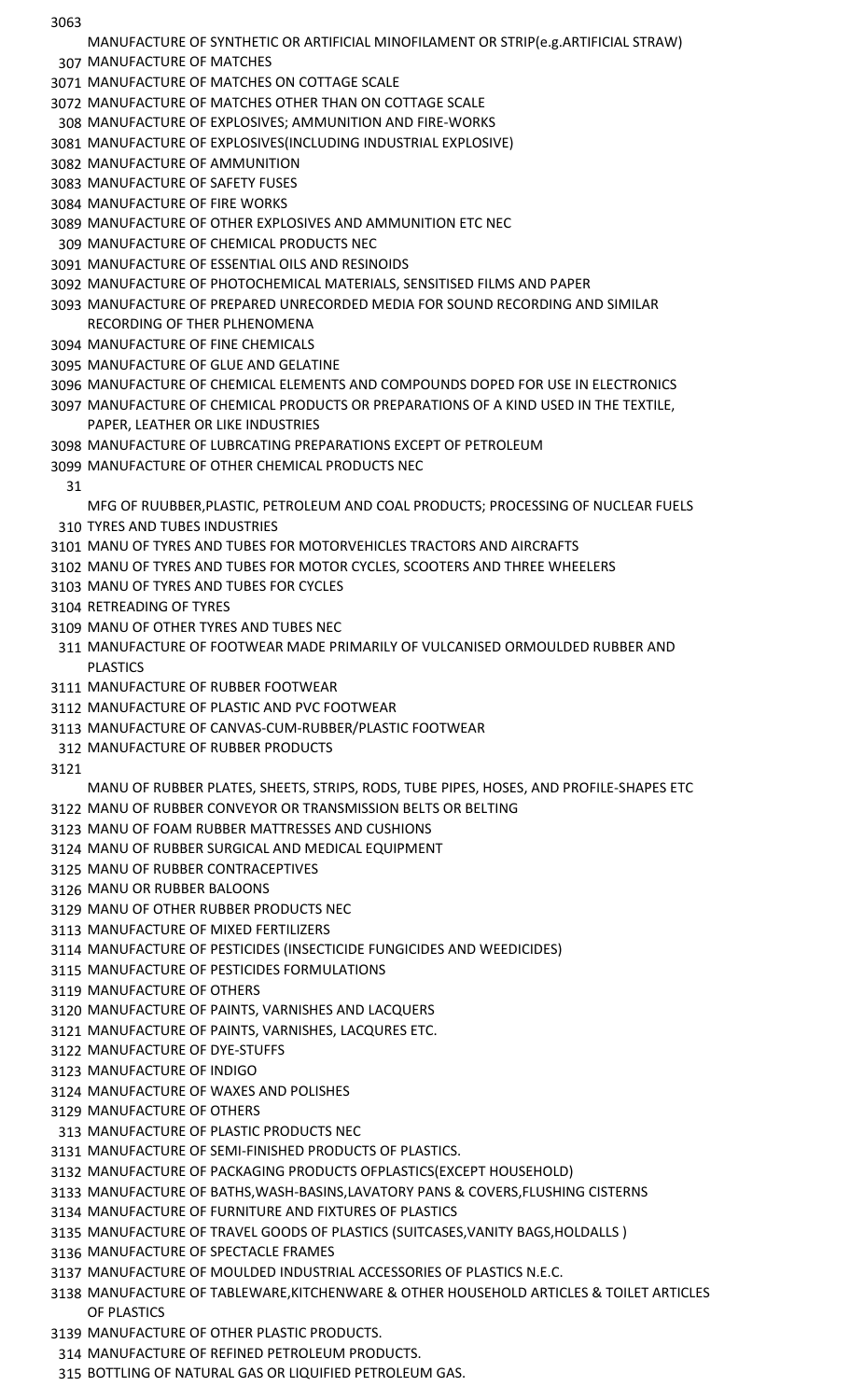| Code | Description |
|---|---|
| 3063 | MANUFACTURE OF SYNTHETIC OR ARTIFICIAL MINOFILAMENT OR STRIP(e.g.ARTIFICIAL STRAW) |
| 307 | MANUFACTURE OF MATCHES |
| 3071 | MANUFACTURE OF MATCHES ON COTTAGE SCALE |
| 3072 | MANUFACTURE OF MATCHES OTHER THAN ON COTTAGE SCALE |
| 308 | MANUFACTURE OF EXPLOSIVES; AMMUNITION AND FIRE-WORKS |
| 3081 | MANUFACTURE OF EXPLOSIVES(INCLUDING INDUSTRIAL EXPLOSIVE) |
| 3082 | MANUFACTURE OF AMMUNITION |
| 3083 | MANUFACTURE OF SAFETY FUSES |
| 3084 | MANUFACTURE OF FIRE WORKS |
| 3089 | MANUFACTURE OF OTHER EXPLOSIVES AND AMMUNITION ETC NEC |
| 309 | MANUFACTURE OF CHEMICAL PRODUCTS NEC |
| 3091 | MANUFACTURE OF ESSENTIAL OILS AND RESINOIDS |
| 3092 | MANUFACTURE OF PHOTOCHEMICAL MATERIALS, SENSITISED FILMS AND PAPER |
| 3093 | MANUFACTURE OF PREPARED UNRECORDED MEDIA FOR SOUND RECORDING AND SIMILAR RECORDING OF THER PLHENOMENA |
| 3094 | MANUFACTURE OF FINE CHEMICALS |
| 3095 | MANUFACTURE OF GLUE AND GELATINE |
| 3096 | MANUFACTURE OF CHEMICAL ELEMENTS AND COMPOUNDS DOPED FOR USE IN ELECTRONICS |
| 3097 | MANUFACTURE OF CHEMICAL PRODUCTS OR PREPARATIONS OF A KIND USED IN THE TEXTILE, PAPER, LEATHER OR LIKE INDUSTRIES |
| 3098 | MANUFACTURE OF LUBRCATING PREPARATIONS EXCEPT OF PETROLEUM |
| 3099 | MANUFACTURE OF OTHER CHEMICAL PRODUCTS NEC |
| 31 | MFG OF RUUBBER,PLASTIC, PETROLEUM AND COAL PRODUCTS; PROCESSING OF NUCLEAR FUELS |
| 310 | TYRES AND TUBES INDUSTRIES |
| 3101 | MANU OF TYRES AND TUBES FOR MOTORVEHICLES TRACTORS AND AIRCRAFTS |
| 3102 | MANU OF TYRES AND TUBES FOR MOTOR CYCLES, SCOOTERS AND THREE WHEELERS |
| 3103 | MANU OF TYRES AND TUBES FOR CYCLES |
| 3104 | RETREADING OF TYRES |
| 3109 | MANU OF OTHER TYRES AND TUBES NEC |
| 311 | MANUFACTURE OF FOOTWEAR MADE PRIMARILY OF VULCANISED ORMOULDED RUBBER AND PLASTICS |
| 3111 | MANUFACTURE OF RUBBER FOOTWEAR |
| 3112 | MANUFACTURE OF PLASTIC AND PVC FOOTWEAR |
| 3113 | MANUFACTURE OF CANVAS-CUM-RUBBER/PLASTIC FOOTWEAR |
| 312 | MANUFACTURE OF RUBBER PRODUCTS |
| 3121 | MANU OF RUBBER PLATES, SHEETS, STRIPS, RODS, TUBE PIPES, HOSES, AND PROFILE-SHAPES ETC |
| 3122 | MANU OF RUBBER CONVEYOR OR TRANSMISSION BELTS OR BELTING |
| 3123 | MANU OF FOAM RUBBER MATTRESSES AND CUSHIONS |
| 3124 | MANU OF RUBBER SURGICAL AND MEDICAL EQUIPMENT |
| 3125 | MANU OF RUBBER CONTRACEPTIVES |
| 3126 | MANU OR RUBBER BALOONS |
| 3129 | MANU OF OTHER RUBBER PRODUCTS NEC |
| 3113 | MANUFACTURE OF MIXED FERTILIZERS |
| 3114 | MANUFACTURE OF PESTICIDES (INSECTICIDE FUNGICIDES AND WEEDICIDES) |
| 3115 | MANUFACTURE OF PESTICIDES FORMULATIONS |
| 3119 | MANUFACTURE OF OTHERS |
| 3120 | MANUFACTURE OF PAINTS, VARNISHES AND LACQUERS |
| 3121 | MANUFACTURE OF PAINTS, VARNISHES, LACQURES ETC. |
| 3122 | MANUFACTURE OF DYE-STUFFS |
| 3123 | MANUFACTURE OF INDIGO |
| 3124 | MANUFACTURE OF WAXES AND POLISHES |
| 3129 | MANUFACTURE OF OTHERS |
| 313 | MANUFACTURE OF PLASTIC PRODUCTS NEC |
| 3131 | MANUFACTURE OF SEMI-FINISHED PRODUCTS OF PLASTICS. |
| 3132 | MANUFACTURE OF PACKAGING PRODUCTS OFPLASTICS(EXCEPT HOUSEHOLD) |
| 3133 | MANUFACTURE OF BATHS,WASH-BASINS,LAVATORY PANS & COVERS,FLUSHING CISTERNS |
| 3134 | MANUFACTURE OF FURNITURE AND FIXTURES OF PLASTICS |
| 3135 | MANUFACTURE OF TRAVEL GOODS OF PLASTICS (SUITCASES,VANITY BAGS,HOLDALLS ) |
| 3136 | MANUFACTURE OF SPECTACLE FRAMES |
| 3137 | MANUFACTURE OF MOULDED INDUSTRIAL ACCESSORIES OF PLASTICS N.E.C. |
| 3138 | MANUFACTURE OF TABLEWARE,KITCHENWARE & OTHER HOUSEHOLD ARTICLES & TOILET ARTICLES OF PLASTICS |
| 3139 | MANUFACTURE OF OTHER PLASTIC PRODUCTS. |
| 314 | MANUFACTURE OF REFINED PETROLEUM PRODUCTS. |
| 315 | BOTTLING OF NATURAL GAS OR LIQUIFIED PETROLEUM GAS. |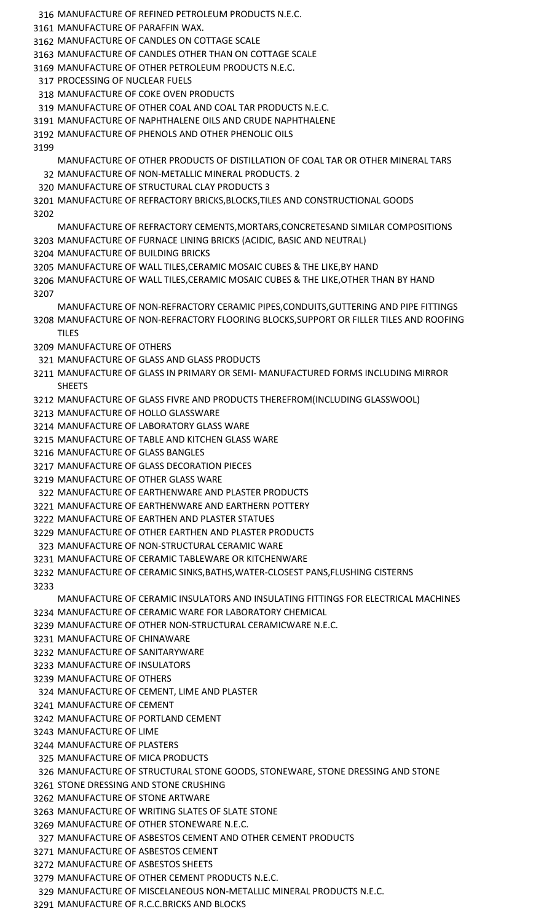316 MANUFACTURE OF REFINED PETROLEUM PRODUCTS N.E.C.
3161 MANUFACTURE OF PARAFFIN WAX.
3162 MANUFACTURE OF CANDLES ON COTTAGE SCALE
3163 MANUFACTURE OF CANDLES OTHER THAN ON COTTAGE SCALE
3169 MANUFACTURE OF OTHER PETROLEUM PRODUCTS N.E.C.
317 PROCESSING OF NUCLEAR FUELS
318 MANUFACTURE OF COKE OVEN PRODUCTS
319 MANUFACTURE OF OTHER COAL AND COAL TAR PRODUCTS N.E.C.
3191 MANUFACTURE OF NAPHTHALENE OILS AND CRUDE NAPHTHALENE
3192 MANUFACTURE OF PHENOLS AND OTHER PHENOLIC OILS
3199 MANUFACTURE OF OTHER PRODUCTS OF DISTILLATION OF COAL TAR OR OTHER MINERAL TARS
32 MANUFACTURE OF NON-METALLIC MINERAL PRODUCTS. 2
320 MANUFACTURE OF STRUCTURAL CLAY PRODUCTS 3
3201 MANUFACTURE OF REFRACTORY BRICKS,BLOCKS,TILES AND CONSTRUCTIONAL GOODS
3202 MANUFACTURE OF REFRACTORY CEMENTS,MORTARS,CONCRETESAND SIMILAR COMPOSITIONS
3203 MANUFACTURE OF FURNACE LINING BRICKS (ACIDIC, BASIC AND NEUTRAL)
3204 MANUFACTURE OF BUILDING BRICKS
3205 MANUFACTURE OF WALL TILES,CERAMIC MOSAIC CUBES & THE LIKE,BY HAND
3206 MANUFACTURE OF WALL TILES,CERAMIC MOSAIC CUBES & THE LIKE,OTHER THAN BY HAND
3207 MANUFACTURE OF NON-REFRACTORY CERAMIC PIPES,CONDUITS,GUTTERING AND PIPE FITTINGS
3208 MANUFACTURE OF NON-REFRACTORY FLOORING BLOCKS,SUPPORT OR FILLER TILES AND ROOFING TILES
3209 MANUFACTURE OF OTHERS
321 MANUFACTURE OF GLASS AND GLASS PRODUCTS
3211 MANUFACTURE OF GLASS IN PRIMARY OR SEMI- MANUFACTURED FORMS INCLUDING MIRROR SHEETS
3212 MANUFACTURE OF GLASS FIVRE AND PRODUCTS THEREFROM(INCLUDING GLASSWOOL)
3213 MANUFACTURE OF HOLLO GLASSWARE
3214 MANUFACTURE OF LABORATORY GLASS WARE
3215 MANUFACTURE OF TABLE AND KITCHEN GLASS WARE
3216 MANUFACTURE OF GLASS BANGLES
3217 MANUFACTURE OF GLASS DECORATION PIECES
3219 MANUFACTURE OF OTHER GLASS WARE
322 MANUFACTURE OF EARTHENWARE AND PLASTER PRODUCTS
3221 MANUFACTURE OF EARTHENWARE AND EARTHERN POTTERY
3222 MANUFACTURE OF EARTHEN AND PLASTER STATUES
3229 MANUFACTURE OF OTHER EARTHEN AND PLASTER PRODUCTS
323 MANUFACTURE OF NON-STRUCTURAL CERAMIC WARE
3231 MANUFACTURE OF CERAMIC TABLEWARE OR KITCHENWARE
3232 MANUFACTURE OF CERAMIC SINKS,BATHS,WATER-CLOSEST PANS,FLUSHING CISTERNS
3233 MANUFACTURE OF CERAMIC INSULATORS AND INSULATING FITTINGS FOR ELECTRICAL MACHINES
3234 MANUFACTURE OF CERAMIC WARE FOR LABORATORY CHEMICAL
3239 MANUFACTURE OF OTHER NON-STRUCTURAL CERAMICWARE N.E.C.
3231 MANUFACTURE OF CHINAWARE
3232 MANUFACTURE OF SANITARYWARE
3233 MANUFACTURE OF INSULATORS
3239 MANUFACTURE OF OTHERS
324 MANUFACTURE OF CEMENT, LIME AND PLASTER
3241 MANUFACTURE OF CEMENT
3242 MANUFACTURE OF PORTLAND CEMENT
3243 MANUFACTURE OF LIME
3244 MANUFACTURE OF PLASTERS
325 MANUFACTURE OF MICA PRODUCTS
326 MANUFACTURE OF STRUCTURAL STONE GOODS, STONEWARE, STONE DRESSING AND STONE
3261 STONE DRESSING AND STONE CRUSHING
3262 MANUFACTURE OF STONE ARTWARE
3263 MANUFACTURE OF WRITING SLATES OF SLATE STONE
3269 MANUFACTURE OF OTHER STONEWARE N.E.C.
327 MANUFACTURE OF ASBESTOS CEMENT AND OTHER CEMENT PRODUCTS
3271 MANUFACTURE OF ASBESTOS CEMENT
3272 MANUFACTURE OF ASBESTOS SHEETS
3279 MANUFACTURE OF OTHER CEMENT PRODUCTS N.E.C.
329 MANUFACTURE OF MISCELANEOUS NON-METALLIC MINERAL PRODUCTS N.E.C.
3291 MANUFACTURE OF R.C.C.BRICKS AND BLOCKS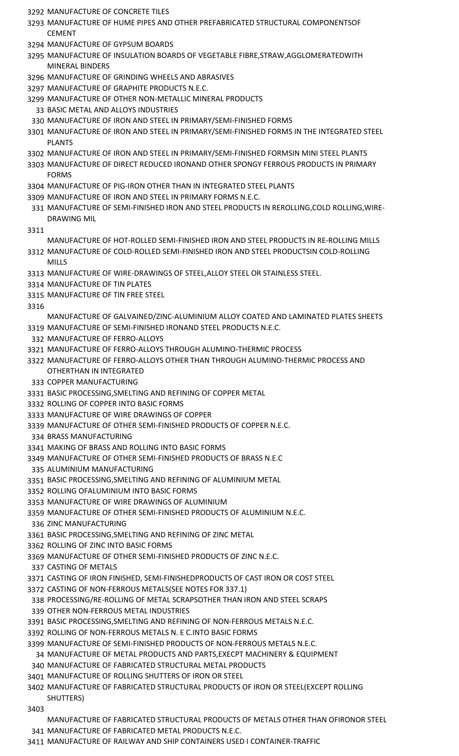3292 MANUFACTURE OF CONCRETE TILES
3293 MANUFACTURE OF HUME PIPES AND OTHER PREFABRICATED STRUCTURAL COMPONENTSOF CEMENT
3294 MANUFACTURE OF GYPSUM BOARDS
3295 MANUFACTURE OF INSULATION BOARDS OF VEGETABLE FIBRE,STRAW,AGGLOMERATEDWITH MINERAL BINDERS
3296 MANUFACTURE OF GRINDING WHEELS AND ABRASIVES
3297 MANUFACTURE OF GRAPHITE PRODUCTS N.E.C.
3299 MANUFACTURE OF OTHER NON-METALLIC MINERAL PRODUCTS
33 BASIC METAL AND ALLOYS INDUSTRIES
330 MANUFACTURE OF IRON AND STEEL IN PRIMARY/SEMI-FINISHED FORMS
3301 MANUFACTURE OF IRON AND STEEL IN PRIMARY/SEMI-FINISHED FORMS IN THE INTEGRATED STEEL PLANTS
3302 MANUFACTURE OF IRON AND STEEL IN PRIMARY/SEMI-FINISHED FORMSIN MINI STEEL PLANTS
3303 MANUFACTURE OF DIRECT REDUCED IRONAND OTHER SPONGY FERROUS PRODUCTS IN PRIMARY FORMS
3304 MANUFACTURE OF PIG-IRON OTHER THAN IN INTEGRATED STEEL PLANTS
3309 MANUFACTURE OF IRON AND STEEL IN PRIMARY FORMS N.E.C.
331 MANUFACTURE OF SEMI-FINISHED IRON AND STEEL PRODUCTS IN REROLLING,COLD ROLLING,WIRE-DRAWING MIL
3311 MANUFACTURE OF HOT-ROLLED SEMI-FINISHED IRON AND STEEL PRODUCTS IN RE-ROLLING MILLS
3312 MANUFACTURE OF COLD-ROLLED SEMI-FINISHED IRON AND STEEL PRODUCTSIN COLD-ROLLING MILLS
3313 MANUFACTURE OF WIRE-DRAWINGS OF STEEL,ALLOY STEEL OR STAINLESS STEEL.
3314 MANUFACTURE OF TIN PLATES
3315 MANUFACTURE OF TIN FREE STEEL
3316 MANUFACTURE OF GALVAINED/ZINC-ALUMINIUM ALLOY COATED AND LAMINATED PLATES SHEETS
3319 MANUFACTURE OF SEMI-FINISHED IRONAND STEEL PRODUCTS N.E.C.
332 MANUFACTURE OF FERRO-ALLOYS
3321 MANUFACTURE OF FERRO-ALLOYS THROUGH ALUMINO-THERMIC PROCESS
3322 MANUFACTURE OF FERRO-ALLOYS OTHER THAN THROUGH ALUMINO-THERMIC PROCESS AND OTHERTHAN IN INTEGRATED
333 COPPER MANUFACTURING
3331 BASIC PROCESSING,SMELTING AND REFINING OF COPPER METAL
3332 ROLLING OF COPPER INTO BASIC FORMS
3333 MANUFACTURE OF WIRE DRAWINGS OF COPPER
3339 MANUFACTURE OF OTHER SEMI-FINISHED PRODUCTS OF COPPER N.E.C.
334 BRASS MANUFACTURING
3341 MAKING OF BRASS AND ROLLING INTO BASIC FORMS
3349 MANUFACTURE OF OTHER SEMI-FINISHED PRODUCTS OF BRASS N.E.C
335 ALUMINIUM MANUFACTURING
3351 BASIC PROCESSING,SMELTING AND REFINING OF ALUMINIUM METAL
3352 ROLLING OFALUMINIUM INTO BASIC FORMS
3353 MANUFACTURE OF WIRE DRAWINGS OF ALUMINIUM
3359 MANUFACTURE OF OTHER SEMI-FINISHED PRODUCTS OF ALUMINIUM N.E.C.
336 ZINC MANUFACTURING
3361 BASIC PROCESSING,SMELTING AND REFINING OF ZINC METAL
3362 ROLLING OF ZINC INTO BASIC FORMS
3369 MANUFACTURE OF OTHER SEMI-FINISHED PRODUCTS OF ZINC N.E.C.
337 CASTING OF METALS
3371 CASTING OF IRON FINISHED, SEMI-FINISHEDPRODUCTS OF CAST IRON OR COST STEEL
3372 CASTING OF NON-FERROUS METALS(SEE NOTES FOR 337.1)
338 PROCESSING/RE-ROLLING OF METAL SCRAPSOTHER THAN IRON AND STEEL SCRAPS
339 OTHER NON-FERROUS METAL INDUSTRIES
3391 BASIC PROCESSING,SMELTING AND REFINING OF NON-FERROUS METALS N.E.C.
3392 ROLLING OF NON-FERROUS METALS N. E C.INTO BASIC FORMS
3399 MANUFACTURE OF SEMI-FINISHED PRODUCTS OF NON-FERROUS METALS N.E.C.
34 MANUFACTURE OF METAL PRODUCTS AND PARTS,EXECPT MACHINERY & EQUIPMENT
340 MANUFACTURE OF FABRICATED STRUCTURAL METAL PRODUCTS
3401 MANUFACTURE OF ROLLING SHUTTERS OF IRON OR STEEL
3402 MANUFACTURE OF FABRICATED STRUCTURAL PRODUCTS OF IRON OR STEEL(EXCEPT ROLLING SHUTTERS)
3403 MANUFACTURE OF FABRICATED STRUCTURAL PRODUCTS OF METALS OTHER THAN OFIRONOR STEEL
341 MANUFACTURE OF FABRICATED METAL PRODUCTS N.E.C.
3411 MANUFACTURE OF RAILWAY AND SHIP CONTAINERS USED I CONTAINER-TRAFFIC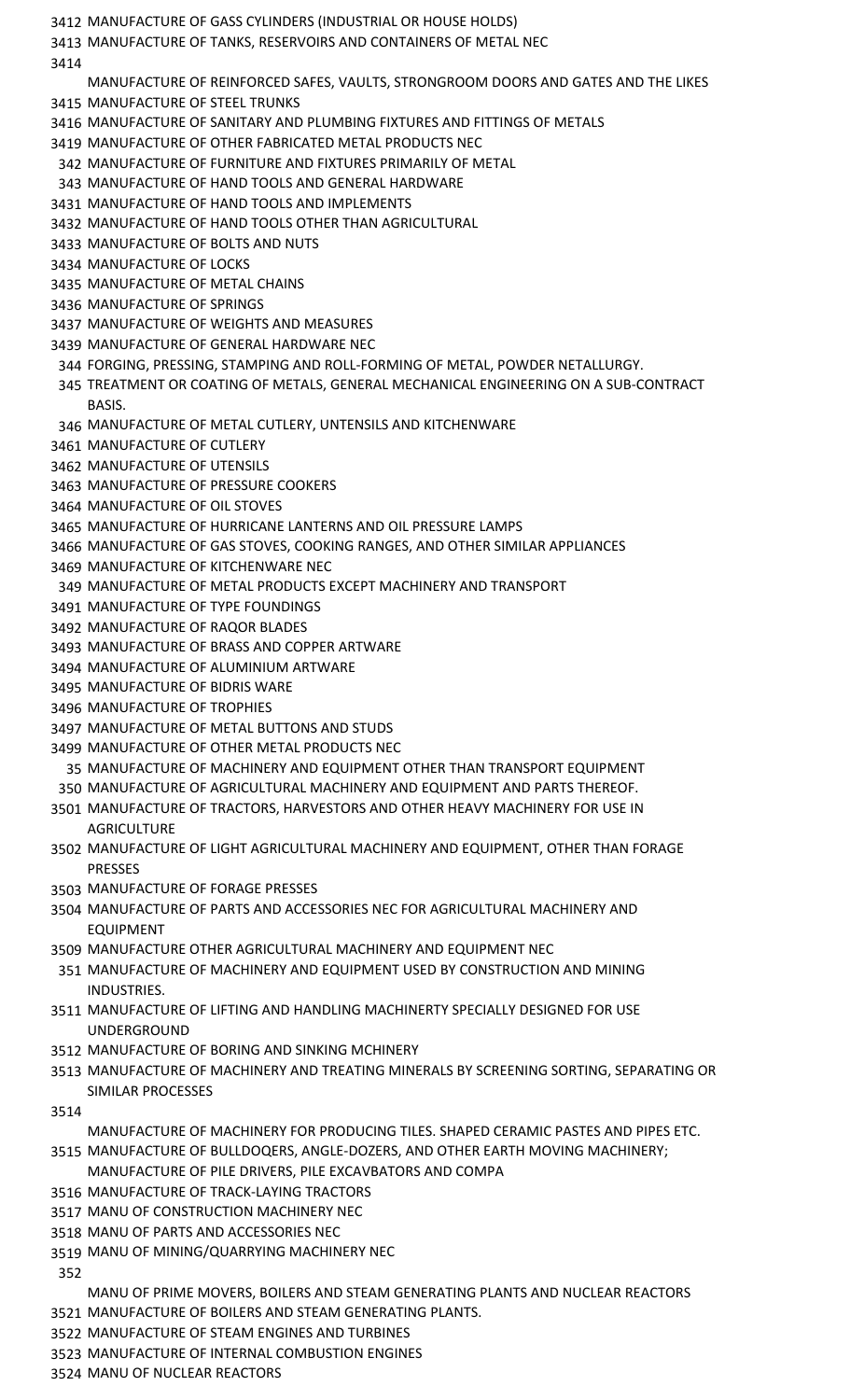| Code | Description |
|---|---|
| 3412 | MANUFACTURE OF GASS CYLINDERS (INDUSTRIAL OR HOUSE HOLDS) |
| 3413 | MANUFACTURE OF TANKS, RESERVOIRS AND CONTAINERS OF METAL NEC |
| 3414 | MANUFACTURE OF REINFORCED SAFES, VAULTS, STRONGROOM DOORS AND GATES AND THE LIKES |
| 3415 | MANUFACTURE OF STEEL TRUNKS |
| 3416 | MANUFACTURE OF SANITARY AND PLUMBING FIXTURES AND FITTINGS OF METALS |
| 3419 | MANUFACTURE OF OTHER FABRICATED METAL PRODUCTS NEC |
| 342 | MANUFACTURE OF FURNITURE AND FIXTURES PRIMARILY OF METAL |
| 343 | MANUFACTURE OF HAND TOOLS AND GENERAL HARDWARE |
| 3431 | MANUFACTURE OF HAND TOOLS AND IMPLEMENTS |
| 3432 | MANUFACTURE OF HAND TOOLS OTHER THAN AGRICULTURAL |
| 3433 | MANUFACTURE OF BOLTS AND NUTS |
| 3434 | MANUFACTURE OF LOCKS |
| 3435 | MANUFACTURE OF METAL CHAINS |
| 3436 | MANUFACTURE OF SPRINGS |
| 3437 | MANUFACTURE OF WEIGHTS AND MEASURES |
| 3439 | MANUFACTURE OF GENERAL HARDWARE NEC |
| 344 | FORGING, PRESSING, STAMPING AND ROLL-FORMING OF METAL, POWDER METALLURGY. |
| 345 | TREATMENT OR COATING OF METALS, GENERAL MECHANICAL ENGINEERING ON A SUB-CONTRACT BASIS. |
| 346 | MANUFACTURE OF METAL CUTLERY, UNTENSILS AND KITCHENWARE |
| 3461 | MANUFACTURE OF CUTLERY |
| 3462 | MANUFACTURE OF UTENSILS |
| 3463 | MANUFACTURE OF PRESSURE COOKERS |
| 3464 | MANUFACTURE OF OIL STOVES |
| 3465 | MANUFACTURE OF HURRICANE LANTERNS AND OIL PRESSURE LAMPS |
| 3466 | MANUFACTURE OF GAS STOVES, COOKING RANGES, AND OTHER SIMILAR APPLIANCES |
| 3469 | MANUFACTURE OF KITCHENWARE NEC |
| 349 | MANUFACTURE OF METAL PRODUCTS EXCEPT MACHINERY AND TRANSPORT |
| 3491 | MANUFACTURE OF TYPE FOUNDINGS |
| 3492 | MANUFACTURE OF RAQOR BLADES |
| 3493 | MANUFACTURE OF BRASS AND COPPER ARTWARE |
| 3494 | MANUFACTURE OF ALUMINIUM ARTWARE |
| 3495 | MANUFACTURE OF BIDRIS WARE |
| 3496 | MANUFACTURE OF TROPHIES |
| 3497 | MANUFACTURE OF METAL BUTTONS AND STUDS |
| 3499 | MANUFACTURE OF OTHER METAL PRODUCTS NEC |
| 35 | MANUFACTURE OF MACHINERY AND EQUIPMENT OTHER THAN TRANSPORT EQUIPMENT |
| 350 | MANUFACTURE OF AGRICULTURAL MACHINERY AND EQUIPMENT AND PARTS THEREOF. |
| 3501 | MANUFACTURE OF TRACTORS, HARVESTORS AND OTHER HEAVY MACHINERY FOR USE IN AGRICULTURE |
| 3502 | MANUFACTURE OF LIGHT AGRICULTURAL MACHINERY AND EQUIPMENT, OTHER THAN FORAGE PRESSES |
| 3503 | MANUFACTURE OF FORAGE PRESSES |
| 3504 | MANUFACTURE OF PARTS AND ACCESSORIES NEC FOR AGRICULTURAL MACHINERY AND EQUIPMENT |
| 3509 | MANUFACTURE OTHER AGRICULTURAL MACHINERY AND EQUIPMENT NEC |
| 351 | MANUFACTURE OF MACHINERY AND EQUIPMENT USED BY CONSTRUCTION AND MINING INDUSTRIES. |
| 3511 | MANUFACTURE OF LIFTING AND HANDLING MACHINERTY SPECIALLY DESIGNED FOR USE UNDERGROUND |
| 3512 | MANUFACTURE OF BORING AND SINKING MCHINERY |
| 3513 | MANUFACTURE OF MACHINERY AND TREATING MINERALS BY SCREENING SORTING, SEPARATING OR SIMILAR PROCESSES |
| 3514 | MANUFACTURE OF MACHINERY FOR PRODUCING TILES. SHAPED CERAMIC PASTES AND PIPES ETC. |
| 3515 | MANUFACTURE OF BULLDOQERS, ANGLE-DOZERS, AND OTHER EARTH MOVING MACHINERY; MANUFACTURE OF PILE DRIVERS, PILE EXCAVBATORS AND COMPA |
| 3516 | MANUFACTURE OF TRACK-LAYING TRACTORS |
| 3517 | MANU OF CONSTRUCTION MACHINERY NEC |
| 3518 | MANU OF PARTS AND ACCESSORIES NEC |
| 3519 | MANU OF MINING/QUARRYING MACHINERY NEC |
| 352 | MANU OF PRIME MOVERS, BOILERS AND STEAM GENERATING PLANTS AND NUCLEAR REACTORS |
| 3521 | MANUFACTURE OF BOILERS AND STEAM GENERATING PLANTS. |
| 3522 | MANUFACTURE OF STEAM ENGINES AND TURBINES |
| 3523 | MANUFACTURE OF INTERNAL COMBUSTION ENGINES |
| 3524 | MANU OF NUCLEAR REACTORS |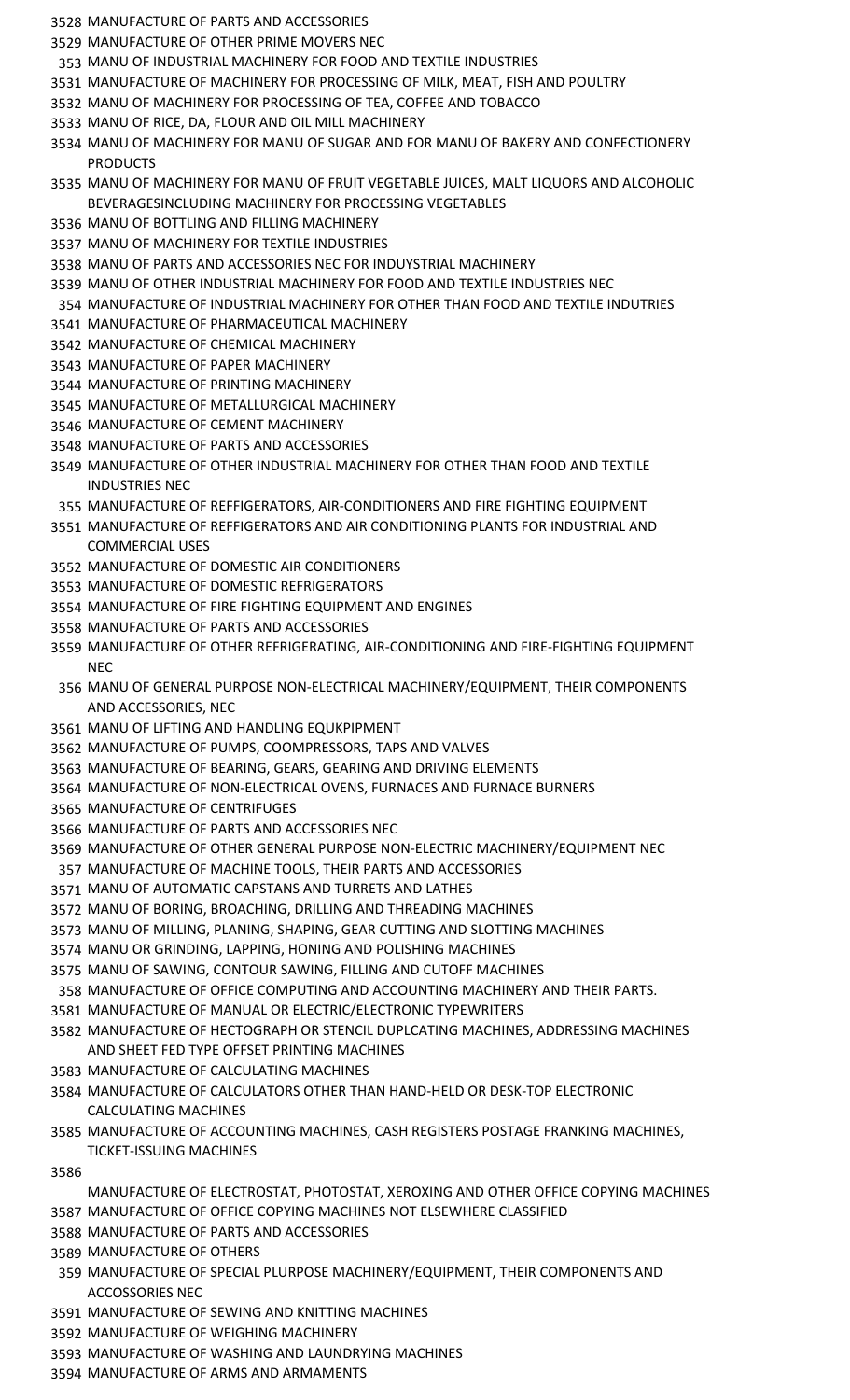3528 MANUFACTURE OF PARTS AND ACCESSORIES
3529 MANUFACTURE OF OTHER PRIME MOVERS NEC
353 MANU OF INDUSTRIAL MACHINERY FOR FOOD AND TEXTILE INDUSTRIES
3531 MANUFACTURE OF MACHINERY FOR PROCESSING OF MILK, MEAT, FISH AND POULTRY
3532 MANU OF MACHINERY FOR PROCESSING OF TEA, COFFEE AND TOBACCO
3533 MANU OF RICE, DA, FLOUR AND OIL MILL MACHINERY
3534 MANU OF MACHINERY FOR MANU OF SUGAR AND FOR MANU OF BAKERY AND CONFECTIONERY PRODUCTS
3535 MANU OF MACHINERY FOR MANU OF FRUIT VEGETABLE JUICES, MALT LIQUORS AND ALCOHOLIC BEVERAGESINCLUDING MACHINERY FOR PROCESSING VEGETABLES
3536 MANU OF BOTTLING AND FILLING MACHINERY
3537 MANU OF MACHINERY FOR TEXTILE INDUSTRIES
3538 MANU OF PARTS AND ACCESSORIES NEC FOR INDUYSTRIAL MACHINERY
3539 MANU OF OTHER INDUSTRIAL MACHINERY FOR FOOD AND TEXTILE INDUSTRIES NEC
354 MANUFACTURE OF INDUSTRIAL MACHINERY FOR OTHER THAN FOOD AND TEXTILE INDUTRIES
3541 MANUFACTURE OF PHARMACEUTICAL MACHINERY
3542 MANUFACTURE OF CHEMICAL MACHINERY
3543 MANUFACTURE OF PAPER MACHINERY
3544 MANUFACTURE OF PRINTING MACHINERY
3545 MANUFACTURE OF METALLURGICAL MACHINERY
3546 MANUFACTURE OF CEMENT MACHINERY
3548 MANUFACTURE OF PARTS AND ACCESSORIES
3549 MANUFACTURE OF OTHER INDUSTRIAL MACHINERY FOR OTHER THAN FOOD AND TEXTILE INDUSTRIES NEC
355 MANUFACTURE OF REFFIGERATORS, AIR-CONDITIONERS AND FIRE FIGHTING EQUIPMENT
3551 MANUFACTURE OF REFFIGERATORS AND AIR CONDITIONING PLANTS FOR INDUSTRIAL AND COMMERCIAL USES
3552 MANUFACTURE OF DOMESTIC AIR CONDITIONERS
3553 MANUFACTURE OF DOMESTIC REFRIGERATORS
3554 MANUFACTURE OF FIRE FIGHTING EQUIPMENT AND ENGINES
3558 MANUFACTURE OF PARTS AND ACCESSORIES
3559 MANUFACTURE OF OTHER REFRIGERATING, AIR-CONDITIONING AND FIRE-FIGHTING EQUIPMENT NEC
356 MANU OF GENERAL PURPOSE NON-ELECTRICAL MACHINERY/EQUIPMENT, THEIR COMPONENTS AND ACCESSORIES, NEC
3561 MANU OF LIFTING AND HANDLING EQUKPIPMENT
3562 MANUFACTURE OF PUMPS, COOMPRESSORS, TAPS AND VALVES
3563 MANUFACTURE OF BEARING, GEARS, GEARING AND DRIVING ELEMENTS
3564 MANUFACTURE OF NON-ELECTRICAL OVENS, FURNACES AND FURNACE BURNERS
3565 MANUFACTURE OF CENTRIFUGES
3566 MANUFACTURE OF PARTS AND ACCESSORIES NEC
3569 MANUFACTURE OF OTHER GENERAL PURPOSE NON-ELECTRIC MACHINERY/EQUIPMENT NEC
357 MANUFACTURE OF MACHINE TOOLS, THEIR PARTS AND ACCESSORIES
3571 MANU OF AUTOMATIC CAPSTANS AND TURRETS AND LATHES
3572 MANU OF BORING, BROACHING, DRILLING AND THREADING MACHINES
3573 MANU OF MILLING, PLANING, SHAPING, GEAR CUTTING AND SLOTTING MACHINES
3574 MANU OR GRINDING, LAPPING, HONING AND POLISHING MACHINES
3575 MANU OF SAWING, CONTOUR SAWING, FILLING AND CUTOFF MACHINES
358 MANUFACTURE OF OFFICE COMPUTING AND ACCOUNTING MACHINERY AND THEIR PARTS.
3581 MANUFACTURE OF MANUAL OR ELECTRIC/ELECTRONIC TYPEWRITERS
3582 MANUFACTURE OF HECTOGRAPH OR STENCIL DUPLCATING MACHINES, ADDRESSING MACHINES AND SHEET FED TYPE OFFSET PRINTING MACHINES
3583 MANUFACTURE OF CALCULATING MACHINES
3584 MANUFACTURE OF CALCULATORS OTHER THAN HAND-HELD OR DESK-TOP ELECTRONIC CALCULATING MACHINES
3585 MANUFACTURE OF ACCOUNTING MACHINES, CASH REGISTERS POSTAGE FRANKING MACHINES, TICKET-ISSUING MACHINES
3586 MANUFACTURE OF ELECTROSTAT, PHOTOSTAT, XEROXING AND OTHER OFFICE COPYING MACHINES
3587 MANUFACTURE OF OFFICE COPYING MACHINES NOT ELSEWHERE CLASSIFIED
3588 MANUFACTURE OF PARTS AND ACCESSORIES
3589 MANUFACTURE OF OTHERS
359 MANUFACTURE OF SPECIAL PLURPOSE MACHINERY/EQUIPMENT, THEIR COMPONENTS AND ACCOSSORIES NEC
3591 MANUFACTURE OF SEWING AND KNITTING MACHINES
3592 MANUFACTURE OF WEIGHING MACHINERY
3593 MANUFACTURE OF WASHING AND LAUNDRYING MACHINES
3594 MANUFACTURE OF ARMS AND ARMAMENTS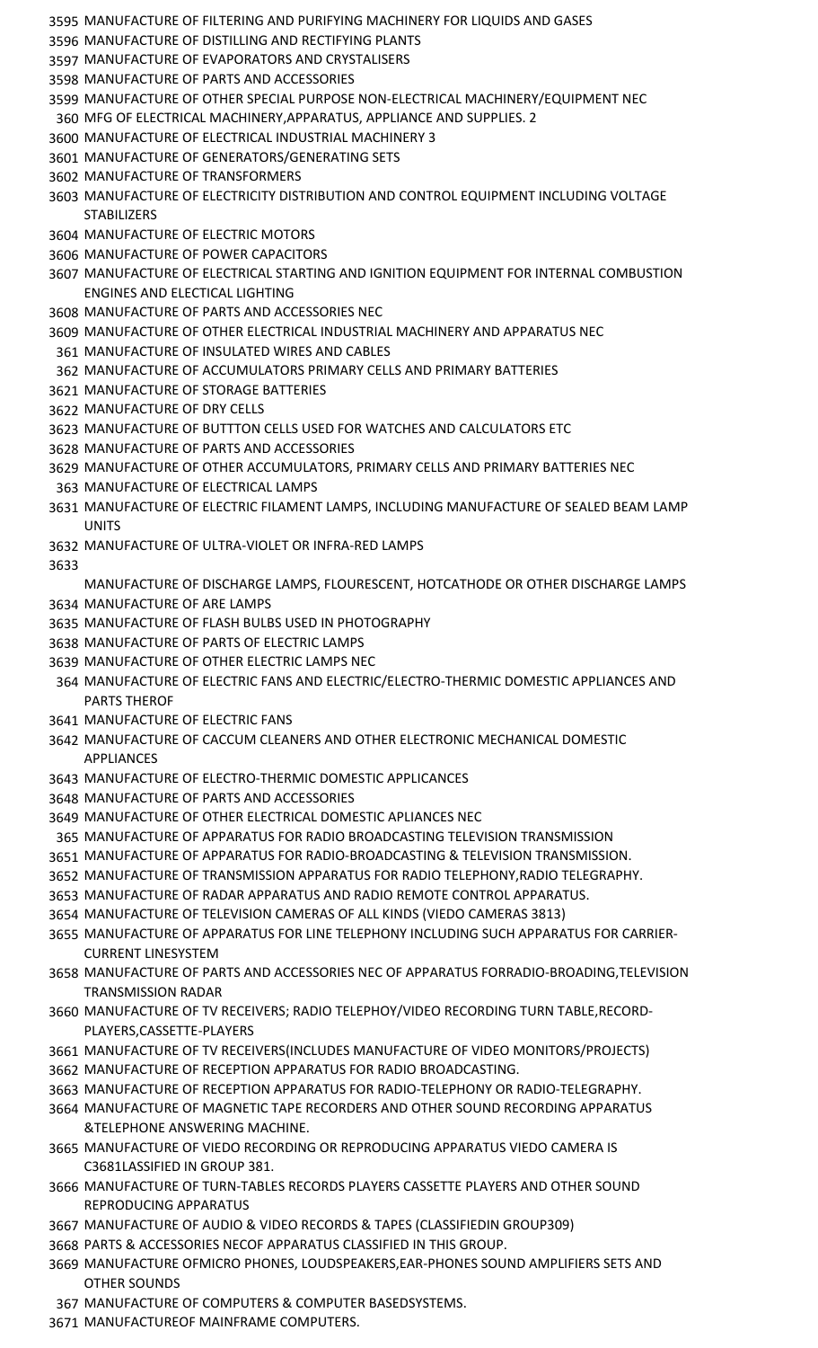3595 MANUFACTURE OF FILTERING AND PURIFYING MACHINERY FOR LIQUIDS AND GASES
3596 MANUFACTURE OF DISTILLING AND RECTIFYING PLANTS
3597 MANUFACTURE OF EVAPORATORS AND CRYSTALISERS
3598 MANUFACTURE OF PARTS AND ACCESSORIES
3599 MANUFACTURE OF OTHER SPECIAL PURPOSE NON-ELECTRICAL MACHINERY/EQUIPMENT NEC
360 MFG OF ELECTRICAL MACHINERY,APPARATUS, APPLIANCE AND SUPPLIES. 2
3600 MANUFACTURE OF ELECTRICAL INDUSTRIAL MACHINERY 3
3601 MANUFACTURE OF GENERATORS/GENERATING SETS
3602 MANUFACTURE OF TRANSFORMERS
3603 MANUFACTURE OF ELECTRICITY DISTRIBUTION AND CONTROL EQUIPMENT INCLUDING VOLTAGE STABILIZERS
3604 MANUFACTURE OF ELECTRIC MOTORS
3606 MANUFACTURE OF POWER CAPACITORS
3607 MANUFACTURE OF ELECTRICAL STARTING AND IGNITION EQUIPMENT FOR INTERNAL COMBUSTION ENGINES AND ELECTICAL LIGHTING
3608 MANUFACTURE OF PARTS AND ACCESSORIES NEC
3609 MANUFACTURE OF OTHER ELECTRICAL INDUSTRIAL MACHINERY AND APPARATUS NEC
361 MANUFACTURE OF INSULATED WIRES AND CABLES
362 MANUFACTURE OF ACCUMULATORS PRIMARY CELLS AND PRIMARY BATTERIES
3621 MANUFACTURE OF STORAGE BATTERIES
3622 MANUFACTURE OF DRY CELLS
3623 MANUFACTURE OF BUTTTON CELLS USED FOR WATCHES AND CALCULATORS ETC
3628 MANUFACTURE OF PARTS AND ACCESSORIES
3629 MANUFACTURE OF OTHER ACCUMULATORS, PRIMARY CELLS AND PRIMARY BATTERIES NEC
363 MANUFACTURE OF ELECTRICAL LAMPS
3631 MANUFACTURE OF ELECTRIC FILAMENT LAMPS, INCLUDING MANUFACTURE OF SEALED BEAM LAMP UNITS
3632 MANUFACTURE OF ULTRA-VIOLET OR INFRA-RED LAMPS
3633 MANUFACTURE OF DISCHARGE LAMPS, FLOURESCENT, HOTCATHODE OR OTHER DISCHARGE LAMPS
3634 MANUFACTURE OF ARE LAMPS
3635 MANUFACTURE OF FLASH BULBS USED IN PHOTOGRAPHY
3638 MANUFACTURE OF PARTS OF ELECTRIC LAMPS
3639 MANUFACTURE OF OTHER ELECTRIC LAMPS NEC
364 MANUFACTURE OF ELECTRIC FANS AND ELECTRIC/ELECTRO-THERMIC DOMESTIC APPLIANCES AND PARTS THEROF
3641 MANUFACTURE OF ELECTRIC FANS
3642 MANUFACTURE OF CACCUM CLEANERS AND OTHER ELECTRONIC MECHANICAL DOMESTIC APPLIANCES
3643 MANUFACTURE OF ELECTRO-THERMIC DOMESTIC APPLICANCES
3648 MANUFACTURE OF PARTS AND ACCESSORIES
3649 MANUFACTURE OF OTHER ELECTRICAL DOMESTIC APLIANCES NEC
365 MANUFACTURE OF APPARATUS FOR RADIO BROADCASTING TELEVISION TRANSMISSION
3651 MANUFACTURE OF APPARATUS FOR RADIO-BROADCASTING & TELEVISION TRANSMISSION.
3652 MANUFACTURE OF TRANSMISSION APPARATUS FOR RADIO TELEPHONY,RADIO TELEGRAPHY.
3653 MANUFACTURE OF RADAR APPARATUS AND RADIO REMOTE CONTROL APPARATUS.
3654 MANUFACTURE OF TELEVISION CAMERAS OF ALL KINDS (VIEDO CAMERAS 3813)
3655 MANUFACTURE OF APPARATUS FOR LINE TELEPHONY INCLUDING SUCH APPARATUS FOR CARRIER-CURRENT LINESYSTEM
3658 MANUFACTURE OF PARTS AND ACCESSORIES NEC OF APPARATUS FORRADIO-BROADING,TELEVISION TRANSMISSION RADAR
3660 MANUFACTURE OF TV RECEIVERS; RADIO TELEPHOY/VIDEO RECORDING TURN TABLE,RECORD-PLAYERS,CASSETTE-PLAYERS
3661 MANUFACTURE OF TV RECEIVERS(INCLUDES MANUFACTURE OF VIDEO MONITORS/PROJECTS)
3662 MANUFACTURE OF RECEPTION APPARATUS FOR RADIO BROADCASTING.
3663 MANUFACTURE OF RECEPTION APPARATUS FOR RADIO-TELEPHONY OR RADIO-TELEGRAPHY.
3664 MANUFACTURE OF MAGNETIC TAPE RECORDERS AND OTHER SOUND RECORDING APPARATUS &TELEPHONE ANSWERING MACHINE.
3665 MANUFACTURE OF VIEDO RECORDING OR REPRODUCING APPARATUS VIEDO CAMERA IS C3681LASSIFIED IN GROUP 381.
3666 MANUFACTURE OF TURN-TABLES RECORDS PLAYERS CASSETTE PLAYERS AND OTHER SOUND REPRODUCING APPARATUS
3667 MANUFACTURE OF AUDIO & VIDEO RECORDS & TAPES (CLASSIFIEDIN GROUP309)
3668 PARTS & ACCESSORIES NECOF APPARATUS CLASSIFIED IN THIS GROUP.
3669 MANUFACTURE OFMICRO PHONES, LOUDSPEAKERS,EAR-PHONES SOUND AMPLIFIERS SETS AND OTHER SOUNDS
367 MANUFACTURE OF COMPUTERS & COMPUTER BASEDSYSTEMS.
3671 MANUFACTUREOF MAINFRAME COMPUTERS.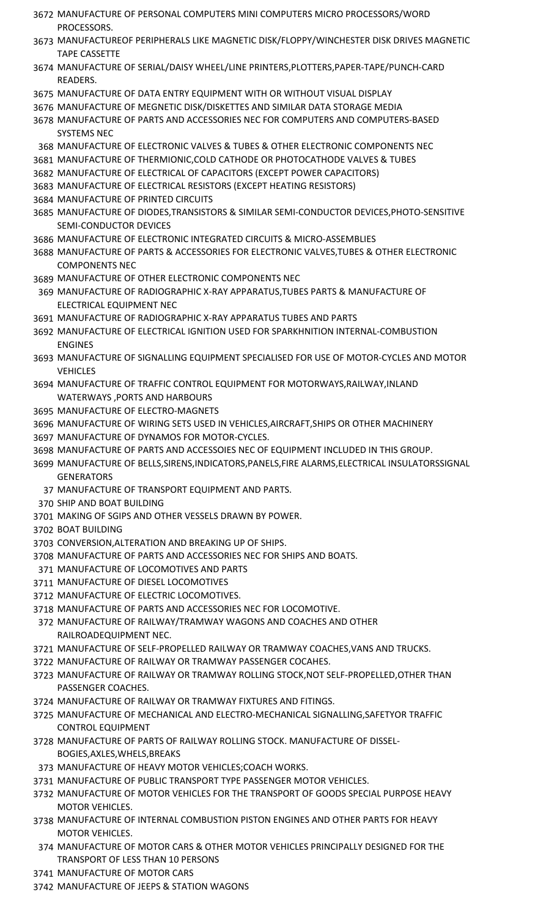3672 MANUFACTURE OF PERSONAL COMPUTERS MINI COMPUTERS MICRO PROCESSORS/WORD PROCESSORS.
3673 MANUFACTUREOF PERIPHERALS LIKE MAGNETIC DISK/FLOPPY/WINCHESTER DISK DRIVES MAGNETIC TAPE CASSETTE
3674 MANUFACTURE OF SERIAL/DAISY WHEEL/LINE PRINTERS,PLOTTERS,PAPER-TAPE/PUNCH-CARD READERS.
3675 MANUFACTURE OF DATA ENTRY EQUIPMENT WITH OR WITHOUT VISUAL DISPLAY
3676 MANUFACTURE OF MEGNETIC DISK/DISKETTES AND SIMILAR DATA STORAGE MEDIA
3678 MANUFACTURE OF PARTS AND ACCESSORIES NEC FOR COMPUTERS AND COMPUTERS-BASED SYSTEMS NEC
368 MANUFACTURE OF ELECTRONIC VALVES & TUBES & OTHER ELECTRONIC COMPONENTS NEC
3681 MANUFACTURE OF THERMIONIC,COLD CATHODE OR PHOTOCATHODE VALVES & TUBES
3682 MANUFACTURE OF ELECTRICAL OF CAPACITORS (EXCEPT POWER CAPACITORS)
3683 MANUFACTURE OF ELECTRICAL RESISTORS (EXCEPT HEATING RESISTORS)
3684 MANUFACTURE OF PRINTED CIRCUITS
3685 MANUFACTURE OF DIODES,TRANSISTORS & SIMILAR SEMI-CONDUCTOR DEVICES,PHOTO-SENSITIVE SEMI-CONDUCTOR DEVICES
3686 MANUFACTURE OF ELECTRONIC INTEGRATED CIRCUITS & MICRO-ASSEMBLIES
3688 MANUFACTURE OF PARTS & ACCESSORIES FOR ELECTRONIC VALVES,TUBES & OTHER ELECTRONIC COMPONENTS NEC
3689 MANUFACTURE OF OTHER ELECTRONIC COMPONENTS NEC
369 MANUFACTURE OF RADIOGRAPHIC X-RAY APPARATUS,TUBES PARTS & MANUFACTURE OF ELECTRICAL EQUIPMENT NEC
3691 MANUFACTURE OF RADIOGRAPHIC X-RAY APPARATUS TUBES AND PARTS
3692 MANUFACTURE OF ELECTRICAL IGNITION USED FOR SPARKHNITION INTERNAL-COMBUSTION ENGINES
3693 MANUFACTURE OF SIGNALLING EQUIPMENT SPECIALISED FOR USE OF MOTOR-CYCLES AND MOTOR VEHICLES
3694 MANUFACTURE OF TRAFFIC CONTROL EQUIPMENT FOR MOTORWAYS,RAILWAY,INLAND WATERWAYS ,PORTS AND HARBOURS
3695 MANUFACTURE OF ELECTRO-MAGNETS
3696 MANUFACTURE OF WIRING SETS USED IN VEHICLES,AIRCRAFT,SHIPS OR OTHER MACHINERY
3697 MANUFACTURE OF DYNAMOS FOR MOTOR-CYCLES.
3698 MANUFACTURE OF PARTS AND ACCESSOIES NEC OF EQUIPMENT INCLUDED IN THIS GROUP.
3699 MANUFACTURE OF BELLS,SIRENS,INDICATORS,PANELS,FIRE ALARMS,ELECTRICAL INSULATORSSIGNAL GENERATORS
37 MANUFACTURE OF TRANSPORT EQUIPMENT AND PARTS.
370 SHIP AND BOAT BUILDING
3701 MAKING OF SGIPS AND OTHER VESSELS DRAWN BY POWER.
3702 BOAT BUILDING
3703 CONVERSION,ALTERATION AND BREAKING UP OF SHIPS.
3708 MANUFACTURE OF PARTS AND ACCESSORIES NEC FOR SHIPS AND BOATS.
371 MANUFACTURE OF LOCOMOTIVES AND PARTS
3711 MANUFACTURE OF DIESEL LOCOMOTIVES
3712 MANUFACTURE OF ELECTRIC LOCOMOTIVES.
3718 MANUFACTURE OF PARTS AND ACCESSORIES NEC FOR LOCOMOTIVE.
372 MANUFACTURE OF RAILWAY/TRAMWAY WAGONS AND COACHES AND OTHER RAILROADEQUIPMENT NEC.
3721 MANUFACTURE OF SELF-PROPELLED RAILWAY OR TRAMWAY COACHES,VANS AND TRUCKS.
3722 MANUFACTURE OF RAILWAY OR TRAMWAY PASSENGER COCAHES.
3723 MANUFACTURE OF RAILWAY OR TRAMWAY ROLLING STOCK,NOT SELF-PROPELLED,OTHER THAN PASSENGER COACHES.
3724 MANUFACTURE OF RAILWAY OR TRAMWAY FIXTURES AND FITINGS.
3725 MANUFACTURE OF MECHANICAL AND ELECTRO-MECHANICAL SIGNALLING,SAFETYOR TRAFFIC CONTROL EQUIPMENT
3728 MANUFACTURE OF PARTS OF RAILWAY ROLLING STOCK. MANUFACTURE OF DISSEL-BOGIES,AXLES,WHELS,BREAKS
373 MANUFACTURE OF HEAVY MOTOR VEHICLES;COACH WORKS.
3731 MANUFACTURE OF PUBLIC TRANSPORT TYPE PASSENGER MOTOR VEHICLES.
3732 MANUFACTURE OF MOTOR VEHICLES FOR THE TRANSPORT OF GOODS SPECIAL PURPOSE HEAVY MOTOR VEHICLES.
3738 MANUFACTURE OF INTERNAL COMBUSTION PISTON ENGINES AND OTHER PARTS FOR HEAVY MOTOR VEHICLES.
374 MANUFACTURE OF MOTOR CARS & OTHER MOTOR VEHICLES PRINCIPALLY DESIGNED FOR THE TRANSPORT OF LESS THAN 10 PERSONS
3741 MANUFACTURE OF MOTOR CARS
3742 MANUFACTURE OF JEEPS & STATION WAGONS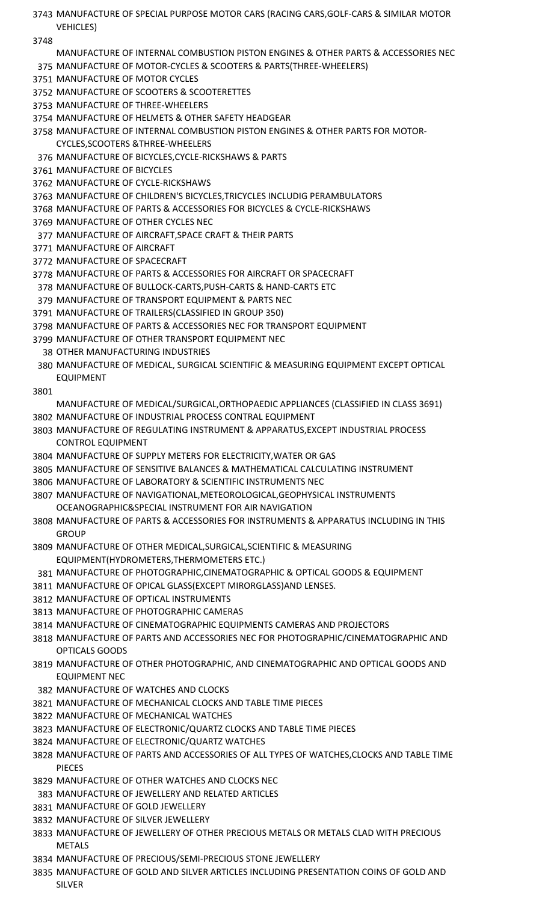3743 MANUFACTURE OF SPECIAL PURPOSE MOTOR CARS (RACING CARS,GOLF-CARS & SIMILAR MOTOR VEHICLES)

3748 MANUFACTURE OF INTERNAL COMBUSTION PISTON ENGINES & OTHER PARTS & ACCESSORIES NEC

375 MANUFACTURE OF MOTOR-CYCLES & SCOOTERS & PARTS(THREE-WHEELERS)

3751 MANUFACTURE OF MOTOR CYCLES

3752 MANUFACTURE OF SCOOTERS & SCOOTERETTES

3753 MANUFACTURE OF THREE-WHEELERS

3754 MANUFACTURE OF HELMETS & OTHER SAFETY HEADGEAR

3758 MANUFACTURE OF INTERNAL COMBUSTION PISTON ENGINES & OTHER PARTS FOR MOTOR-CYCLES,SCOOTERS &THREE-WHEELERS

376 MANUFACTURE OF BICYCLES,CYCLE-RICKSHAWS & PARTS

3761 MANUFACTURE OF BICYCLES

3762 MANUFACTURE OF CYCLE-RICKSHAWS

3763 MANUFACTURE OF CHILDREN'S BICYCLES,TRICYCLES INCLUDIG PERAMBULATORS

3768 MANUFACTURE OF PARTS & ACCESSORIES FOR BICYCLES & CYCLE-RICKSHAWS

3769 MANUFACTURE OF OTHER CYCLES NEC

377 MANUFACTURE OF AIRCRAFT,SPACE CRAFT & THEIR PARTS

3771 MANUFACTURE OF AIRCRAFT

3772 MANUFACTURE OF SPACECRAFT

3778 MANUFACTURE OF PARTS & ACCESSORIES FOR AIRCRAFT OR SPACECRAFT

378 MANUFACTURE OF BULLOCK-CARTS,PUSH-CARTS & HAND-CARTS ETC

379 MANUFACTURE OF TRANSPORT EQUIPMENT & PARTS NEC

3791 MANUFACTURE OF TRAILERS(CLASSIFIED IN GROUP 350)

3798 MANUFACTURE OF PARTS & ACCESSORIES NEC FOR TRANSPORT EQUIPMENT

3799 MANUFACTURE OF OTHER TRANSPORT EQUIPMENT NEC

38 OTHER MANUFACTURING INDUSTRIES

380 MANUFACTURE OF MEDICAL, SURGICAL SCIENTIFIC & MEASURING EQUIPMENT EXCEPT OPTICAL EQUIPMENT

3801 MANUFACTURE OF MEDICAL/SURGICAL,ORTHOPAEDIC APPLIANCES (CLASSIFIED IN CLASS 3691)

3802 MANUFACTURE OF INDUSTRIAL PROCESS CONTRAL EQUIPMENT

3803 MANUFACTURE OF REGULATING INSTRUMENT & APPARATUS,EXCEPT INDUSTRIAL PROCESS CONTROL EQUIPMENT

3804 MANUFACTURE OF SUPPLY METERS FOR ELECTRICITY,WATER OR GAS

3805 MANUFACTURE OF SENSITIVE BALANCES & MATHEMATICAL CALCULATING INSTRUMENT

3806 MANUFACTURE OF LABORATORY & SCIENTIFIC INSTRUMENTS NEC

3807 MANUFACTURE OF NAVIGATIONAL,METEOROLOGICAL,GEOPHYSICAL INSTRUMENTS OCEANOGRAPHIC&SPECIAL INSTRUMENT FOR AIR NAVIGATION

3808 MANUFACTURE OF PARTS & ACCESSORIES FOR INSTRUMENTS & APPARATUS INCLUDING IN THIS GROUP

3809 MANUFACTURE OF OTHER MEDICAL,SURGICAL,SCIENTIFIC & MEASURING EQUIPMENT(HYDROMETERS,THERMOMETERS ETC.)

381 MANUFACTURE OF PHOTOGRAPHIC,CINEMATOGRAPHIC & OPTICAL GOODS & EQUIPMENT

3811 MANUFACTURE OF OPICAL GLASS(EXCEPT MIRORGLASS)AND LENSES.

3812 MANUFACTURE OF OPTICAL INSTRUMENTS

3813 MANUFACTURE OF PHOTOGRAPHIC CAMERAS

3814 MANUFACTURE OF CINEMATOGRAPHIC EQUIPMENTS CAMERAS AND PROJECTORS

3818 MANUFACTURE OF PARTS AND ACCESSORIES NEC FOR PHOTOGRAPHIC/CINEMATOGRAPHIC AND OPTICALS GOODS

3819 MANUFACTURE OF OTHER PHOTOGRAPHIC, AND CINEMATOGRAPHIC AND OPTICAL GOODS AND EQUIPMENT NEC

382 MANUFACTURE OF WATCHES AND CLOCKS

3821 MANUFACTURE OF MECHANICAL CLOCKS AND TABLE TIME PIECES

3822 MANUFACTURE OF MECHANICAL WATCHES

3823 MANUFACTURE OF ELECTRONIC/QUARTZ CLOCKS AND TABLE TIME PIECES

3824 MANUFACTURE OF ELECTRONIC/QUARTZ WATCHES

3828 MANUFACTURE OF PARTS AND ACCESSORIES OF ALL TYPES OF WATCHES,CLOCKS AND TABLE TIME PIECES

3829 MANUFACTURE OF OTHER WATCHES AND CLOCKS NEC

383 MANUFACTURE OF JEWELLERY AND RELATED ARTICLES

3831 MANUFACTURE OF GOLD JEWELLERY

3832 MANUFACTURE OF SILVER JEWELLERY

3833 MANUFACTURE OF JEWELLERY OF OTHER PRECIOUS METALS OR METALS CLAD WITH PRECIOUS METALS

3834 MANUFACTURE OF PRECIOUS/SEMI-PRECIOUS STONE JEWELLERY

3835 MANUFACTURE OF GOLD AND SILVER ARTICLES INCLUDING PRESENTATION COINS OF GOLD AND SILVER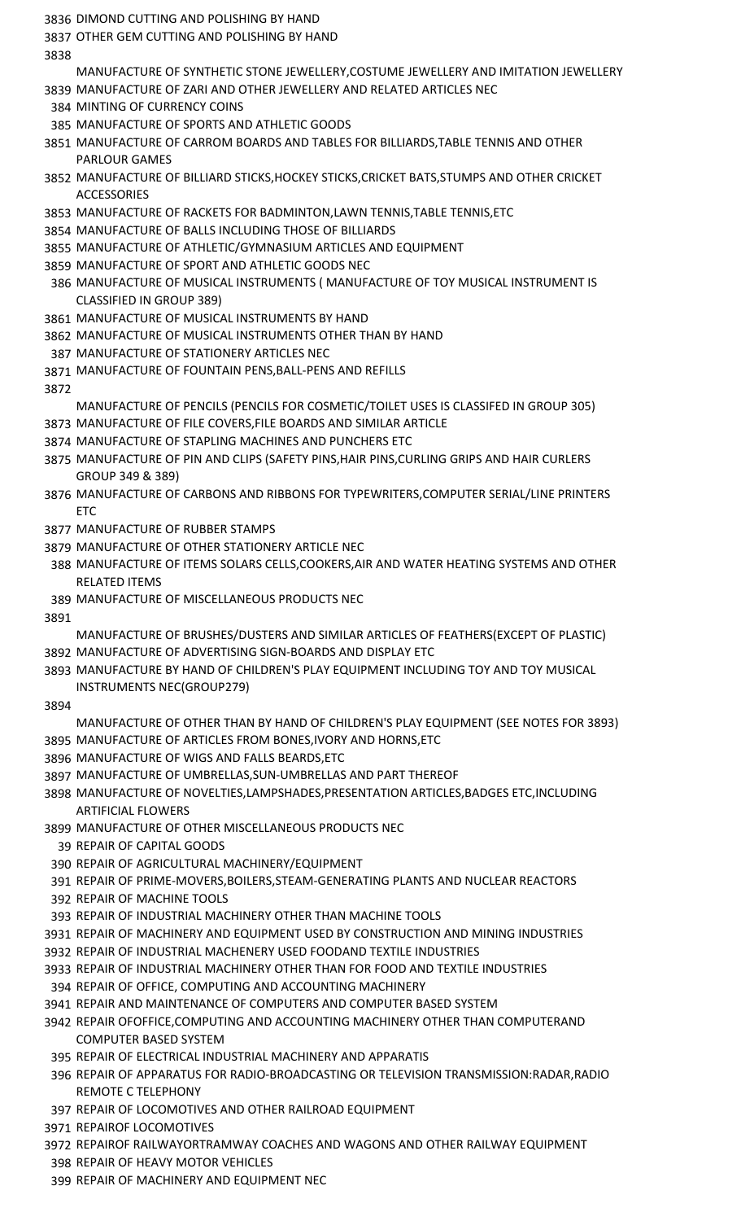3836 DIMOND CUTTING AND POLISHING BY HAND
3837 OTHER GEM CUTTING AND POLISHING BY HAND
3838 MANUFACTURE OF SYNTHETIC STONE JEWELLERY,COSTUME JEWELLERY AND IMITATION JEWELLERY
3839 MANUFACTURE OF ZARI AND OTHER JEWELLERY AND RELATED ARTICLES NEC
384 MINTING OF CURRENCY COINS
385 MANUFACTURE OF SPORTS AND ATHLETIC GOODS
3851 MANUFACTURE OF CARROM BOARDS AND TABLES FOR BILLIARDS,TABLE TENNIS AND OTHER PARLOUR GAMES
3852 MANUFACTURE OF BILLIARD STICKS,HOCKEY STICKS,CRICKET BATS,STUMPS AND OTHER CRICKET ACCESSORIES
3853 MANUFACTURE OF RACKETS FOR BADMINTON,LAWN TENNIS,TABLE TENNIS,ETC
3854 MANUFACTURE OF BALLS INCLUDING THOSE OF BILLIARDS
3855 MANUFACTURE OF ATHLETIC/GYMNASIUM ARTICLES AND EQUIPMENT
3859 MANUFACTURE OF SPORT AND ATHLETIC GOODS NEC
386 MANUFACTURE OF MUSICAL INSTRUMENTS ( MANUFACTURE OF TOY MUSICAL INSTRUMENT IS CLASSIFIED IN GROUP 389)
3861 MANUFACTURE OF MUSICAL INSTRUMENTS BY HAND
3862 MANUFACTURE OF MUSICAL INSTRUMENTS OTHER THAN BY HAND
387 MANUFACTURE OF STATIONERY ARTICLES NEC
3871 MANUFACTURE OF FOUNTAIN PENS,BALL-PENS AND REFILLS
3872 MANUFACTURE OF PENCILS (PENCILS FOR COSMETIC/TOILET USES IS CLASSIFED IN GROUP 305)
3873 MANUFACTURE OF FILE COVERS,FILE BOARDS AND SIMILAR ARTICLE
3874 MANUFACTURE OF STAPLING MACHINES AND PUNCHERS ETC
3875 MANUFACTURE OF PIN AND CLIPS (SAFETY PINS,HAIR PINS,CURLING GRIPS AND HAIR CURLERS GROUP 349 & 389)
3876 MANUFACTURE OF CARBONS AND RIBBONS FOR TYPEWRITERS,COMPUTER SERIAL/LINE PRINTERS ETC
3877 MANUFACTURE OF RUBBER STAMPS
3879 MANUFACTURE OF OTHER STATIONERY ARTICLE NEC
388 MANUFACTURE OF ITEMS SOLARS CELLS,COOKERS,AIR AND WATER HEATING SYSTEMS AND OTHER RELATED ITEMS
389 MANUFACTURE OF MISCELLANEOUS PRODUCTS NEC
3891 MANUFACTURE OF BRUSHES/DUSTERS AND SIMILAR ARTICLES OF FEATHERS(EXCEPT OF PLASTIC)
3892 MANUFACTURE OF ADVERTISING SIGN-BOARDS AND DISPLAY ETC
3893 MANUFACTURE BY HAND OF CHILDREN'S PLAY EQUIPMENT INCLUDING TOY AND TOY MUSICAL INSTRUMENTS NEC(GROUP279)
3894 MANUFACTURE OF OTHER THAN BY HAND OF CHILDREN'S PLAY EQUIPMENT (SEE NOTES FOR 3893)
3895 MANUFACTURE OF ARTICLES FROM BONES,IVORY AND HORNS,ETC
3896 MANUFACTURE OF WIGS AND FALLS BEARDS,ETC
3897 MANUFACTURE OF UMBRELLAS,SUN-UMBRELLAS AND PART THEREOF
3898 MANUFACTURE OF NOVELTIES,LAMPSHADES,PRESENTATION ARTICLES,BADGES ETC,INCLUDING ARTIFICIAL FLOWERS
3899 MANUFACTURE OF OTHER MISCELLANEOUS PRODUCTS NEC
39 REPAIR OF CAPITAL GOODS
390 REPAIR OF AGRICULTURAL MACHINERY/EQUIPMENT
391 REPAIR OF PRIME-MOVERS,BOILERS,STEAM-GENERATING PLANTS AND NUCLEAR REACTORS
392 REPAIR OF MACHINE TOOLS
393 REPAIR OF INDUSTRIAL MACHINERY OTHER THAN MACHINE TOOLS
3931 REPAIR OF MACHINERY AND EQUIPMENT USED BY CONSTRUCTION AND MINING INDUSTRIES
3932 REPAIR OF INDUSTRIAL MACHENERY USED FOODAND TEXTILE INDUSTRIES
3933 REPAIR OF INDUSTRIAL MACHINERY OTHER THAN FOR FOOD AND TEXTILE INDUSTRIES
394 REPAIR OF OFFICE, COMPUTING AND ACCOUNTING MACHINERY
3941 REPAIR AND MAINTENANCE OF COMPUTERS AND COMPUTER BASED SYSTEM
3942 REPAIR OFOFFICE,COMPUTING AND ACCOUNTING MACHINERY OTHER THAN COMPUTERAND COMPUTER BASED SYSTEM
395 REPAIR OF ELECTRICAL INDUSTRIAL MACHINERY AND APPARATIS
396 REPAIR OF APPARATUS FOR RADIO-BROADCASTING OR TELEVISION TRANSMISSION:RADAR,RADIO REMOTE C TELEPHONY
397 REPAIR OF LOCOMOTIVES AND OTHER RAILROAD EQUIPMENT
3971 REPAIROF LOCOMOTIVES
3972 REPAIROF RAILWAYORTRAMWAY COACHES AND WAGONS AND OTHER RAILWAY EQUIPMENT
398 REPAIR OF HEAVY MOTOR VEHICLES
399 REPAIR OF MACHINERY AND EQUIPMENT NEC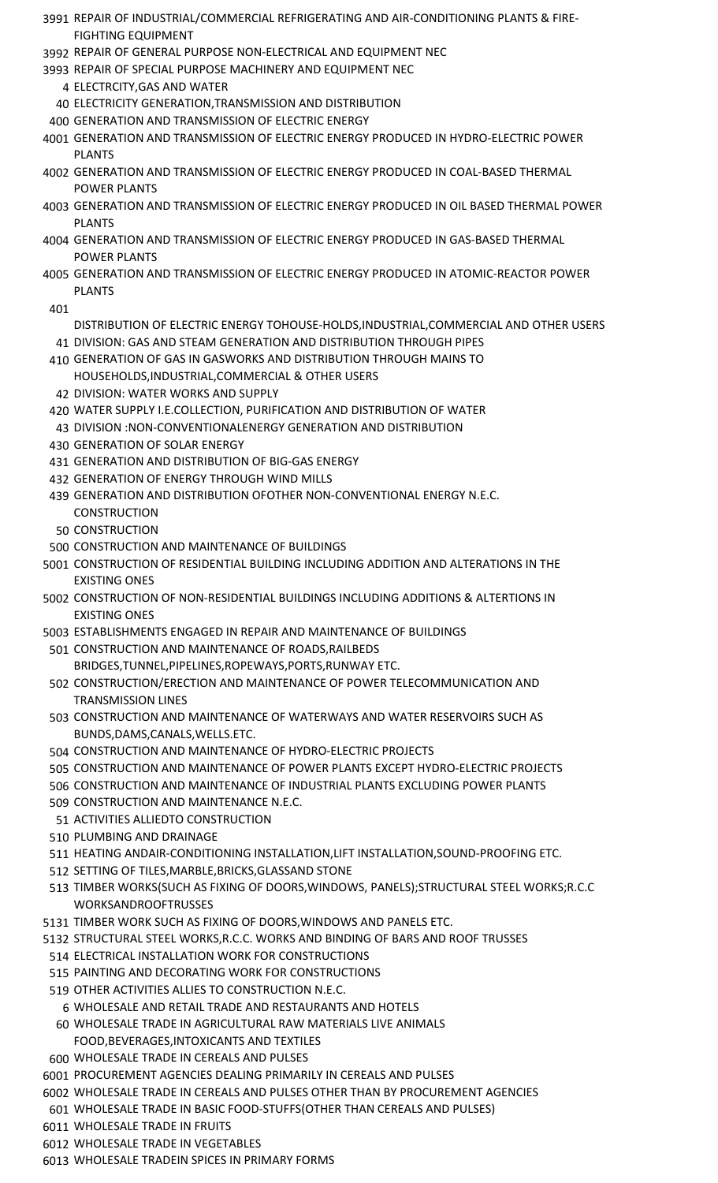| Code | Description |
|---|---|
| 3991 | REPAIR OF INDUSTRIAL/COMMERCIAL REFRIGERATING AND AIR-CONDITIONING PLANTS & FIRE-FIGHTING EQUIPMENT |
| 3992 | REPAIR OF GENERAL PURPOSE NON-ELECTRICAL AND EQUIPMENT NEC |
| 3993 | REPAIR OF SPECIAL PURPOSE MACHINERY AND EQUIPMENT NEC |
| 4 | ELECTRCITY,GAS AND WATER |
| 40 | ELECTRICITY GENERATION,TRANSMISSION AND DISTRIBUTION |
| 400 | GENERATION AND TRANSMISSION OF ELECTRIC ENERGY |
| 4001 | GENERATION AND TRANSMISSION OF ELECTRIC ENERGY PRODUCED IN HYDRO-ELECTRIC POWER PLANTS |
| 4002 | GENERATION AND TRANSMISSION OF ELECTRIC ENERGY PRODUCED IN COAL-BASED THERMAL POWER PLANTS |
| 4003 | GENERATION AND TRANSMISSION OF ELECTRIC ENERGY PRODUCED IN OIL BASED THERMAL POWER PLANTS |
| 4004 | GENERATION AND TRANSMISSION OF ELECTRIC ENERGY PRODUCED IN GAS-BASED THERMAL POWER PLANTS |
| 4005 | GENERATION AND TRANSMISSION OF ELECTRIC ENERGY PRODUCED IN ATOMIC-REACTOR POWER PLANTS |
| 401 | DISTRIBUTION OF ELECTRIC ENERGY TOHOUSE-HOLDS,INDUSTRIAL,COMMERCIAL AND OTHER USERS |
| 41 | DIVISION: GAS AND STEAM GENERATION AND DISTRIBUTION THROUGH PIPES |
| 410 | GENERATION OF GAS IN GASWORKS AND DISTRIBUTION THROUGH MAINS TO HOUSEHOLDS,INDUSTRIAL,COMMERCIAL & OTHER USERS |
| 42 | DIVISION: WATER WORKS AND SUPPLY |
| 420 | WATER SUPPLY I.E.COLLECTION, PURIFICATION AND DISTRIBUTION OF WATER |
| 43 | DIVISION :NON-CONVENTIONALENERGY GENERATION AND DISTRIBUTION |
| 430 | GENERATION OF SOLAR ENERGY |
| 431 | GENERATION AND DISTRIBUTION OF BIG-GAS ENERGY |
| 432 | GENERATION OF ENERGY THROUGH WIND MILLS |
| 439 | GENERATION AND DISTRIBUTION OFOTHER NON-CONVENTIONAL ENERGY N.E.C. |
| | CONSTRUCTION |
| 50 | CONSTRUCTION |
| 500 | CONSTRUCTION AND MAINTENANCE OF BUILDINGS |
| 5001 | CONSTRUCTION OF RESIDENTIAL BUILDING INCLUDING ADDITION AND ALTERATIONS IN THE EXISTING ONES |
| 5002 | CONSTRUCTION OF NON-RESIDENTIAL BUILDINGS INCLUDING ADDITIONS & ALTERTIONS IN EXISTING ONES |
| 5003 | ESTABLISHMENTS ENGAGED IN REPAIR AND MAINTENANCE OF BUILDINGS |
| 501 | CONSTRUCTION AND MAINTENANCE OF ROADS,RAILBEDS BRIDGES,TUNNEL,PIPELINES,ROPEWAYS,PORTS,RUNWAY ETC. |
| 502 | CONSTRUCTION/ERECTION AND MAINTENANCE OF POWER TELECOMMUNICATION AND TRANSMISSION LINES |
| 503 | CONSTRUCTION AND MAINTENANCE OF WATERWAYS AND WATER RESERVOIRS SUCH AS BUNDS,DAMS,CANALS,WELLS.ETC. |
| 504 | CONSTRUCTION AND MAINTENANCE OF HYDRO-ELECTRIC PROJECTS |
| 505 | CONSTRUCTION AND MAINTENANCE OF POWER PLANTS EXCEPT HYDRO-ELECTRIC PROJECTS |
| 506 | CONSTRUCTION AND MAINTENANCE OF INDUSTRIAL PLANTS EXCLUDING POWER PLANTS |
| 509 | CONSTRUCTION AND MAINTENANCE N.E.C. |
| 51 | ACTIVITIES ALLIEDTO CONSTRUCTION |
| 510 | PLUMBING AND DRAINAGE |
| 511 | HEATING ANDAIR-CONDITIONING INSTALLATION,LIFT INSTALLATION,SOUND-PROOFING ETC. |
| 512 | SETTING OF TILES,MARBLE,BRICKS,GLASSAND STONE |
| 513 | TIMBER WORKS(SUCH AS FIXING OF DOORS,WINDOWS, PANELS);STRUCTURAL STEEL WORKS;R.C.C WORKSANDROOFTRUSSES |
| 5131 | TIMBER WORK SUCH AS FIXING OF DOORS,WINDOWS AND PANELS ETC. |
| 5132 | STRUCTURAL STEEL WORKS,R.C.C. WORKS AND BINDING OF BARS AND ROOF TRUSSES |
| 514 | ELECTRICAL INSTALLATION WORK FOR CONSTRUCTIONS |
| 515 | PAINTING AND DECORATING WORK FOR CONSTRUCTIONS |
| 519 | OTHER ACTIVITIES ALLIES TO CONSTRUCTION N.E.C. |
| 6 | WHOLESALE AND RETAIL TRADE AND RESTAURANTS AND HOTELS |
| 60 | WHOLESALE TRADE IN AGRICULTURAL RAW MATERIALS LIVE ANIMALS FOOD,BEVERAGES,INTOXICANTS AND TEXTILES |
| 600 | WHOLESALE TRADE IN CEREALS AND PULSES |
| 6001 | PROCUREMENT AGENCIES DEALING PRIMARILY IN CEREALS AND PULSES |
| 6002 | WHOLESALE TRADE IN CEREALS AND PULSES OTHER THAN BY PROCUREMENT AGENCIES |
| 601 | WHOLESALE TRADE IN BASIC FOOD-STUFFS(OTHER THAN CEREALS AND PULSES) |
| 6011 | WHOLESALE TRADE IN FRUITS |
| 6012 | WHOLESALE TRADE IN VEGETABLES |
| 6013 | WHOLESALE TRADEIN SPICES IN PRIMARY FORMS |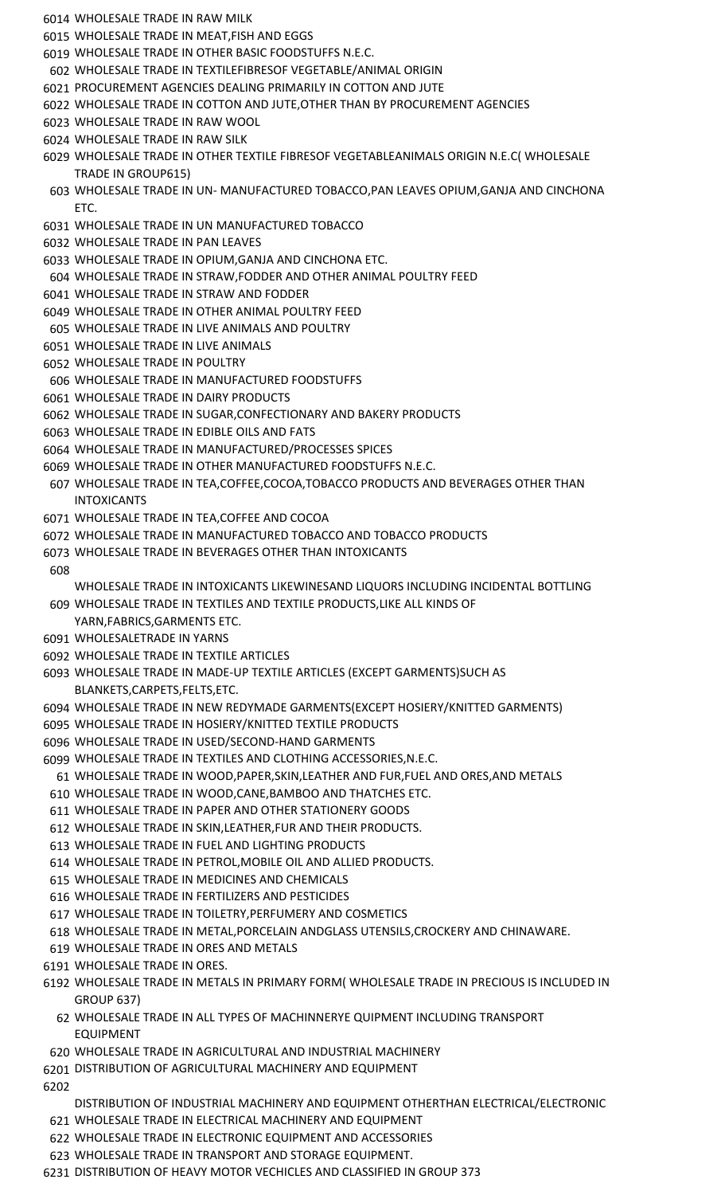6014 WHOLESALE TRADE IN RAW MILK
6015 WHOLESALE TRADE IN MEAT,FISH AND EGGS
6019 WHOLESALE TRADE IN OTHER BASIC FOODSTUFFS N.E.C.
602 WHOLESALE TRADE IN TEXTILEFIBRESOF VEGETABLE/ANIMAL ORIGIN
6021 PROCUREMENT AGENCIES DEALING PRIMARILY IN COTTON AND JUTE
6022 WHOLESALE TRADE IN COTTON AND JUTE,OTHER THAN BY PROCUREMENT AGENCIES
6023 WHOLESALE TRADE IN RAW WOOL
6024 WHOLESALE TRADE IN RAW SILK
6029 WHOLESALE TRADE IN OTHER TEXTILE FIBRESOF VEGETABLEANIMALS ORIGIN N.E.C( WHOLESALE TRADE IN GROUP615)
603 WHOLESALE TRADE IN UN- MANUFACTURED TOBACCO,PAN LEAVES OPIUM,GANJA AND CINCHONA ETC.
6031 WHOLESALE TRADE IN UN MANUFACTURED TOBACCO
6032 WHOLESALE TRADE IN PAN LEAVES
6033 WHOLESALE TRADE IN OPIUM,GANJA AND CINCHONA ETC.
604 WHOLESALE TRADE IN STRAW,FODDER AND OTHER ANIMAL POULTRY FEED
6041 WHOLESALE TRADE IN STRAW AND FODDER
6049 WHOLESALE TRADE IN OTHER ANIMAL POULTRY FEED
605 WHOLESALE TRADE IN LIVE ANIMALS AND POULTRY
6051 WHOLESALE TRADE IN LIVE ANIMALS
6052 WHOLESALE TRADE IN POULTRY
606 WHOLESALE TRADE IN MANUFACTURED FOODSTUFFS
6061 WHOLESALE TRADE IN DAIRY PRODUCTS
6062 WHOLESALE TRADE IN SUGAR,CONFECTIONARY AND BAKERY PRODUCTS
6063 WHOLESALE TRADE IN EDIBLE OILS AND FATS
6064 WHOLESALE TRADE IN MANUFACTURED/PROCESSES SPICES
6069 WHOLESALE TRADE IN OTHER MANUFACTURED FOODSTUFFS N.E.C.
607 WHOLESALE TRADE IN TEA,COFFEE,COCOA,TOBACCO PRODUCTS AND BEVERAGES OTHER THAN INTOXICANTS
6071 WHOLESALE TRADE IN TEA,COFFEE AND COCOA
6072 WHOLESALE TRADE IN MANUFACTURED TOBACCO AND TOBACCO PRODUCTS
6073 WHOLESALE TRADE IN BEVERAGES OTHER THAN INTOXICANTS
608 WHOLESALE TRADE IN INTOXICANTS LIKEWINESAND LIQUORS INCLUDING INCIDENTAL BOTTLING
609 WHOLESALE TRADE IN TEXTILES AND TEXTILE PRODUCTS,LIKE ALL KINDS OF YARN,FABRICS,GARMENTS ETC.
6091 WHOLESALETRADE IN YARNS
6092 WHOLESALE TRADE IN TEXTILE ARTICLES
6093 WHOLESALE TRADE IN MADE-UP TEXTILE ARTICLES (EXCEPT GARMENTS)SUCH AS BLANKETS,CARPETS,FELTS,ETC.
6094 WHOLESALE TRADE IN NEW REDYMADE GARMENTS(EXCEPT HOSIERY/KNITTED GARMENTS)
6095 WHOLESALE TRADE IN HOSIERY/KNITTED TEXTILE PRODUCTS
6096 WHOLESALE TRADE IN USED/SECOND-HAND GARMENTS
6099 WHOLESALE TRADE IN TEXTILES AND CLOTHING ACCESSORIES,N.E.C.
61 WHOLESALE TRADE IN WOOD,PAPER,SKIN,LEATHER AND FUR,FUEL AND ORES,AND METALS
610 WHOLESALE TRADE IN WOOD,CANE,BAMBOO AND THATCHES ETC.
611 WHOLESALE TRADE IN PAPER AND OTHER STATIONERY GOODS
612 WHOLESALE TRADE IN SKIN,LEATHER,FUR AND THEIR PRODUCTS.
613 WHOLESALE TRADE IN FUEL AND LIGHTING PRODUCTS
614 WHOLESALE TRADE IN PETROL,MOBILE OIL AND ALLIED PRODUCTS.
615 WHOLESALE TRADE IN MEDICINES AND CHEMICALS
616 WHOLESALE TRADE IN FERTILIZERS AND PESTICIDES
617 WHOLESALE TRADE IN TOILETRY,PERFUMERY AND COSMETICS
618 WHOLESALE TRADE IN METAL,PORCELAIN ANDGLASS UTENSILS,CROCKERY AND CHINAWARE.
619 WHOLESALE TRADE IN ORES AND METALS
6191 WHOLESALE TRADE IN ORES.
6192 WHOLESALE TRADE IN METALS IN PRIMARY FORM( WHOLESALE TRADE IN PRECIOUS IS INCLUDED IN GROUP 637)
62 WHOLESALE TRADE IN ALL TYPES OF MACHINNERYE QUIPMENT INCLUDING TRANSPORT EQUIPMENT
620 WHOLESALE TRADE IN AGRICULTURAL AND INDUSTRIAL MACHINERY
6201 DISTRIBUTION OF AGRICULTURAL MACHINERY AND EQUIPMENT
6202 DISTRIBUTION OF INDUSTRIAL MACHINERY AND EQUIPMENT OTHERTHAN ELECTRICAL/ELECTRONIC
621 WHOLESALE TRADE IN ELECTRICAL MACHINERY AND EQUIPMENT
622 WHOLESALE TRADE IN ELECTRONIC EQUIPMENT AND ACCESSORIES
623 WHOLESALE TRADE IN TRANSPORT AND STORAGE EQUIPMENT.
6231 DISTRIBUTION OF HEAVY MOTOR VECHICLES AND CLASSIFIED IN GROUP 373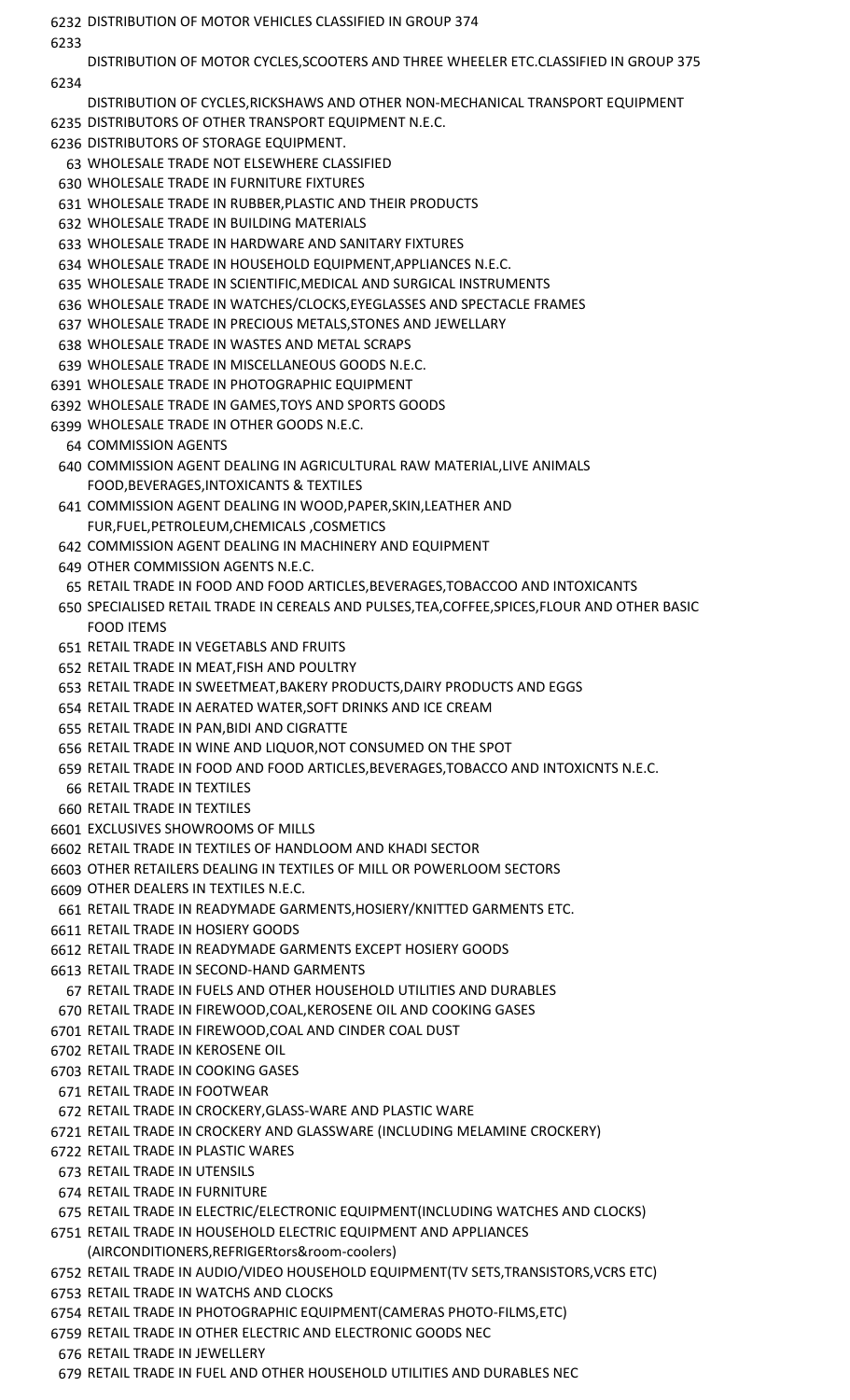| Code | Description |
|---|---|
| 6232 | DISTRIBUTION OF MOTOR VEHICLES CLASSIFIED IN GROUP 374 |
| 6233 | DISTRIBUTION OF MOTOR CYCLES,SCOOTERS AND THREE WHEELER ETC.CLASSIFIED IN GROUP 375 |
| 6234 | DISTRIBUTION OF CYCLES,RICKSHAWS AND OTHER NON-MECHANICAL TRANSPORT EQUIPMENT |
| 6235 | DISTRIBUTORS OF OTHER TRANSPORT EQUIPMENT N.E.C. |
| 6236 | DISTRIBUTORS OF STORAGE EQUIPMENT. |
| 63 | WHOLESALE TRADE NOT ELSEWHERE CLASSIFIED |
| 630 | WHOLESALE TRADE IN FURNITURE FIXTURES |
| 631 | WHOLESALE TRADE IN RUBBER,PLASTIC AND THEIR PRODUCTS |
| 632 | WHOLESALE TRADE IN BUILDING MATERIALS |
| 633 | WHOLESALE TRADE IN HARDWARE AND SANITARY FIXTURES |
| 634 | WHOLESALE TRADE IN HOUSEHOLD EQUIPMENT,APPLIANCES N.E.C. |
| 635 | WHOLESALE TRADE IN SCIENTIFIC,MEDICAL AND SURGICAL INSTRUMENTS |
| 636 | WHOLESALE TRADE IN WATCHES/CLOCKS,EYEGLASSES AND SPECTACLE FRAMES |
| 637 | WHOLESALE TRADE IN PRECIOUS METALS,STONES AND JEWELLARY |
| 638 | WHOLESALE TRADE IN WASTES AND METAL SCRAPS |
| 639 | WHOLESALE TRADE IN MISCELLANEOUS GOODS N.E.C. |
| 6391 | WHOLESALE TRADE IN PHOTOGRAPHIC EQUIPMENT |
| 6392 | WHOLESALE TRADE IN GAMES,TOYS AND SPORTS GOODS |
| 6399 | WHOLESALE TRADE IN OTHER GOODS N.E.C. |
| 64 | COMMISSION AGENTS |
| 640 | COMMISSION AGENT DEALING IN AGRICULTURAL RAW MATERIAL,LIVE ANIMALS FOOD,BEVERAGES,INTOXICANTS & TEXTILES |
| 641 | COMMISSION AGENT DEALING IN WOOD,PAPER,SKIN,LEATHER AND FUR,FUEL,PETROLEUM,CHEMICALS ,COSMETICS |
| 642 | COMMISSION AGENT DEALING IN MACHINERY AND EQUIPMENT |
| 649 | OTHER COMMISSION AGENTS N.E.C. |
| 65 | RETAIL TRADE IN FOOD AND FOOD ARTICLES,BEVERAGES,TOBACCOO AND INTOXICANTS |
| 650 | SPECIALISED RETAIL TRADE IN CEREALS AND PULSES,TEA,COFFEE,SPICES,FLOUR AND OTHER BASIC FOOD ITEMS |
| 651 | RETAIL TRADE IN VEGETABLS AND FRUITS |
| 652 | RETAIL TRADE IN MEAT,FISH AND POULTRY |
| 653 | RETAIL TRADE IN SWEETMEAT,BAKERY PRODUCTS,DAIRY PRODUCTS AND EGGS |
| 654 | RETAIL TRADE IN AERATED WATER,SOFT DRINKS AND ICE CREAM |
| 655 | RETAIL TRADE IN PAN,BIDI AND CIGRATTE |
| 656 | RETAIL TRADE IN WINE AND LIQUOR,NOT CONSUMED ON THE SPOT |
| 659 | RETAIL TRADE IN FOOD AND FOOD ARTICLES,BEVERAGES,TOBACCO AND INTOXICNTS N.E.C. |
| 66 | RETAIL TRADE IN TEXTILES |
| 660 | RETAIL TRADE IN TEXTILES |
| 6601 | EXCLUSIVES SHOWROOMS OF MILLS |
| 6602 | RETAIL TRADE IN TEXTILES OF HANDLOOM AND KHADI SECTOR |
| 6603 | OTHER RETAILERS DEALING IN TEXTILES OF MILL OR POWERLOOM SECTORS |
| 6609 | OTHER DEALERS IN TEXTILES N.E.C. |
| 661 | RETAIL TRADE IN READYMADE GARMENTS,HOSIERY/KNITTED GARMENTS ETC. |
| 6611 | RETAIL TRADE IN HOSIERY GOODS |
| 6612 | RETAIL TRADE IN READYMADE GARMENTS EXCEPT HOSIERY GOODS |
| 6613 | RETAIL TRADE IN SECOND-HAND GARMENTS |
| 67 | RETAIL TRADE IN FUELS AND OTHER HOUSEHOLD UTILITIES AND DURABLES |
| 670 | RETAIL TRADE IN FIREWOOD,COAL,KEROSENE OIL AND COOKING GASES |
| 6701 | RETAIL TRADE IN FIREWOOD,COAL AND CINDER COAL DUST |
| 6702 | RETAIL TRADE IN KEROSENE OIL |
| 6703 | RETAIL TRADE IN COOKING GASES |
| 671 | RETAIL TRADE IN FOOTWEAR |
| 672 | RETAIL TRADE IN CROCKERY,GLASS-WARE AND PLASTIC WARE |
| 6721 | RETAIL TRADE IN CROCKERY AND GLASSWARE (INCLUDING MELAMINE CROCKERY) |
| 6722 | RETAIL TRADE IN PLASTIC WARES |
| 673 | RETAIL TRADE IN UTENSILS |
| 674 | RETAIL TRADE IN FURNITURE |
| 675 | RETAIL TRADE IN ELECTRIC/ELECTRONIC EQUIPMENT(INCLUDING WATCHES AND CLOCKS) |
| 6751 | RETAIL TRADE IN HOUSEHOLD ELECTRIC EQUIPMENT AND APPLIANCES (AIRCONDITIONERS,REFRIGERtors&room-coolers) |
| 6752 | RETAIL TRADE IN AUDIO/VIDEO HOUSEHOLD EQUIPMENT(TV SETS,TRANSISTORS,VCRS ETC) |
| 6753 | RETAIL TRADE IN WATCHS AND CLOCKS |
| 6754 | RETAIL TRADE IN PHOTOGRAPHIC EQUIPMENT(CAMERAS PHOTO-FILMS,ETC) |
| 6759 | RETAIL TRADE IN OTHER ELECTRIC AND ELECTRONIC GOODS NEC |
| 676 | RETAIL TRADE IN JEWELLERY |
| 679 | RETAIL TRADE IN FUEL AND OTHER HOUSEHOLD UTILITIES AND DURABLES NEC |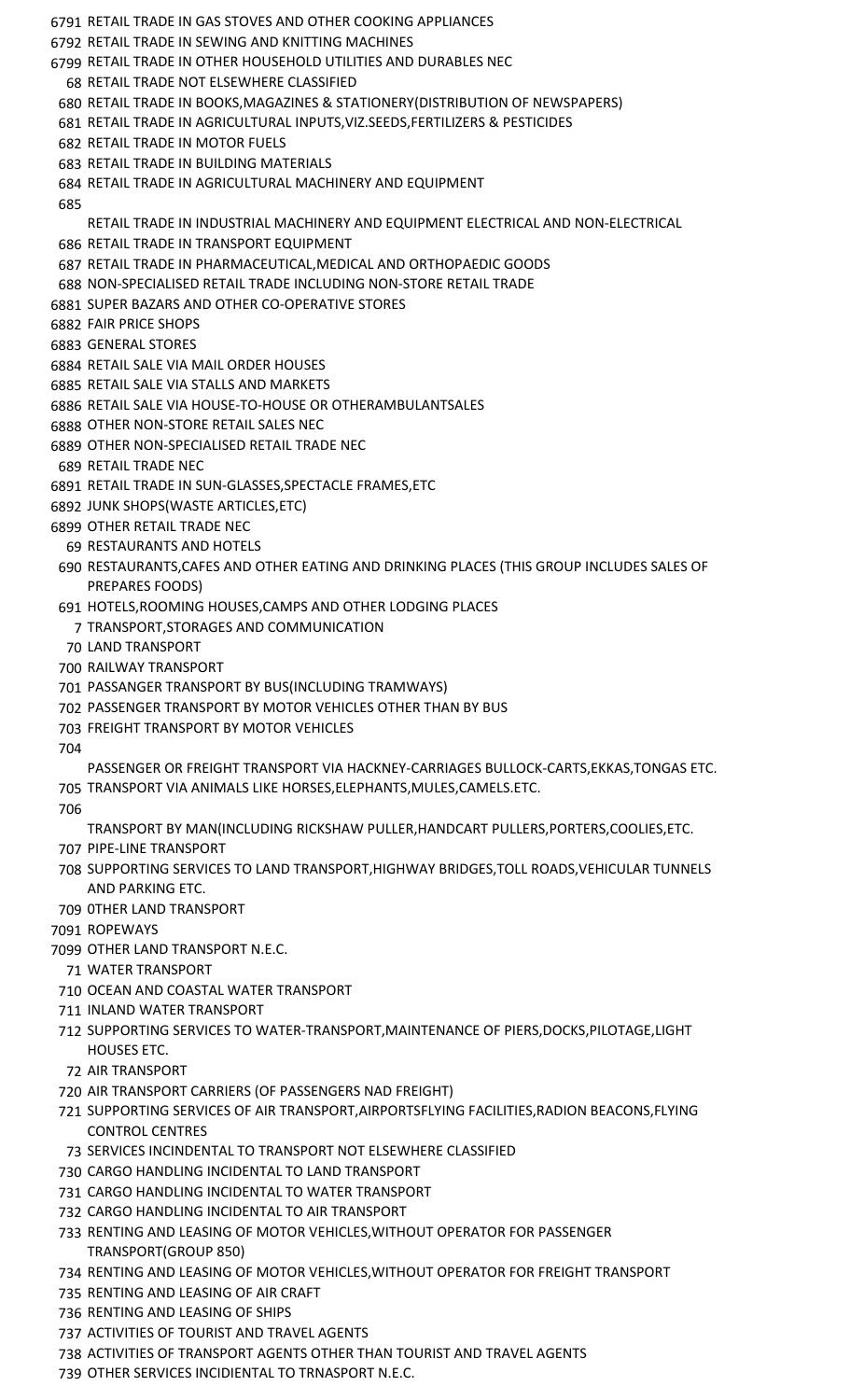| Code | Description |
|---|---|
| 6791 | RETAIL TRADE IN GAS STOVES AND OTHER COOKING APPLIANCES |
| 6792 | RETAIL TRADE IN SEWING AND KNITTING MACHINES |
| 6799 | RETAIL TRADE IN OTHER HOUSEHOLD UTILITIES AND DURABLES NEC |
| 68 | RETAIL TRADE NOT ELSEWHERE CLASSIFIED |
| 680 | RETAIL TRADE IN BOOKS,MAGAZINES & STATIONERY(DISTRIBUTION OF NEWSPAPERS) |
| 681 | RETAIL TRADE IN AGRICULTURAL INPUTS,VIZ.SEEDS,FERTILIZERS & PESTICIDES |
| 682 | RETAIL TRADE IN MOTOR FUELS |
| 683 | RETAIL TRADE IN BUILDING MATERIALS |
| 684 | RETAIL TRADE IN AGRICULTURAL MACHINERY AND EQUIPMENT |
| 685 | RETAIL TRADE IN INDUSTRIAL MACHINERY AND EQUIPMENT ELECTRICAL AND NON-ELECTRICAL |
| 686 | RETAIL TRADE IN TRANSPORT EQUIPMENT |
| 687 | RETAIL TRADE IN PHARMACEUTICAL,MEDICAL AND ORTHOPAEDIC GOODS |
| 688 | NON-SPECIALISED RETAIL TRADE INCLUDING NON-STORE RETAIL TRADE |
| 6881 | SUPER BAZARS AND OTHER CO-OPERATIVE STORES |
| 6882 | FAIR PRICE SHOPS |
| 6883 | GENERAL STORES |
| 6884 | RETAIL SALE VIA MAIL ORDER HOUSES |
| 6885 | RETAIL SALE VIA STALLS AND MARKETS |
| 6886 | RETAIL SALE VIA HOUSE-TO-HOUSE OR OTHERAMBULANTSALES |
| 6888 | OTHER NON-STORE RETAIL SALES NEC |
| 6889 | OTHER NON-SPECIALISED RETAIL TRADE NEC |
| 689 | RETAIL TRADE NEC |
| 6891 | RETAIL TRADE IN SUN-GLASSES,SPECTACLE FRAMES,ETC |
| 6892 | JUNK SHOPS(WASTE ARTICLES,ETC) |
| 6899 | OTHER RETAIL TRADE NEC |
| 69 | RESTAURANTS AND HOTELS |
| 690 | RESTAURANTS,CAFES AND OTHER EATING AND DRINKING PLACES (THIS GROUP INCLUDES SALES OF PREPARES FOODS) |
| 691 | HOTELS,ROOMING HOUSES,CAMPS AND OTHER LODGING PLACES |
| 7 | TRANSPORT,STORAGES AND COMMUNICATION |
| 70 | LAND TRANSPORT |
| 700 | RAILWAY TRANSPORT |
| 701 | PASSANGER TRANSPORT BY BUS(INCLUDING TRAMWAYS) |
| 702 | PASSENGER TRANSPORT BY MOTOR VEHICLES OTHER THAN BY BUS |
| 703 | FREIGHT TRANSPORT BY MOTOR VEHICLES |
| 704 | PASSENGER OR FREIGHT TRANSPORT VIA HACKNEY-CARRIAGES BULLOCK-CARTS,EKKAS,TONGAS ETC. |
| 705 | TRANSPORT VIA ANIMALS LIKE HORSES,ELEPHANTS,MULES,CAMELS.ETC. |
| 706 | TRANSPORT BY MAN(INCLUDING RICKSHAW PULLER,HANDCART PULLERS,PORTERS,COOLIES,ETC. |
| 707 | PIPE-LINE TRANSPORT |
| 708 | SUPPORTING SERVICES TO LAND TRANSPORT,HIGHWAY BRIDGES,TOLL ROADS,VEHICULAR TUNNELS AND PARKING ETC. |
| 709 | 0THER LAND TRANSPORT |
| 7091 | ROPEWAYS |
| 7099 | OTHER LAND TRANSPORT N.E.C. |
| 71 | WATER TRANSPORT |
| 710 | OCEAN AND COASTAL WATER TRANSPORT |
| 711 | INLAND WATER TRANSPORT |
| 712 | SUPPORTING SERVICES TO WATER-TRANSPORT,MAINTENANCE OF PIERS,DOCKS,PILOTAGE,LIGHT HOUSES ETC. |
| 72 | AIR TRANSPORT |
| 720 | AIR TRANSPORT CARRIERS (OF PASSENGERS NAD FREIGHT) |
| 721 | SUPPORTING SERVICES OF AIR TRANSPORT,AIRPORTSFLYING FACILITIES,RADION BEACONS,FLYING CONTROL CENTRES |
| 73 | SERVICES INCINDENTAL TO TRANSPORT NOT ELSEWHERE CLASSIFIED |
| 730 | CARGO HANDLING INCIDENTAL TO LAND TRANSPORT |
| 731 | CARGO HANDLING INCIDENTAL TO WATER TRANSPORT |
| 732 | CARGO HANDLING INCIDENTAL TO AIR TRANSPORT |
| 733 | RENTING AND LEASING OF MOTOR VEHICLES,WITHOUT OPERATOR FOR PASSENGER TRANSPORT(GROUP 850) |
| 734 | RENTING AND LEASING OF MOTOR VEHICLES,WITHOUT OPERATOR FOR FREIGHT TRANSPORT |
| 735 | RENTING AND LEASING OF AIR CRAFT |
| 736 | RENTING AND LEASING OF SHIPS |
| 737 | ACTIVITIES OF TOURIST AND TRAVEL AGENTS |
| 738 | ACTIVITIES OF TRANSPORT AGENTS OTHER THAN TOURIST AND TRAVEL AGENTS |
| 739 | OTHER SERVICES INCIDIENTAL TO TRNASPORT N.E.C. |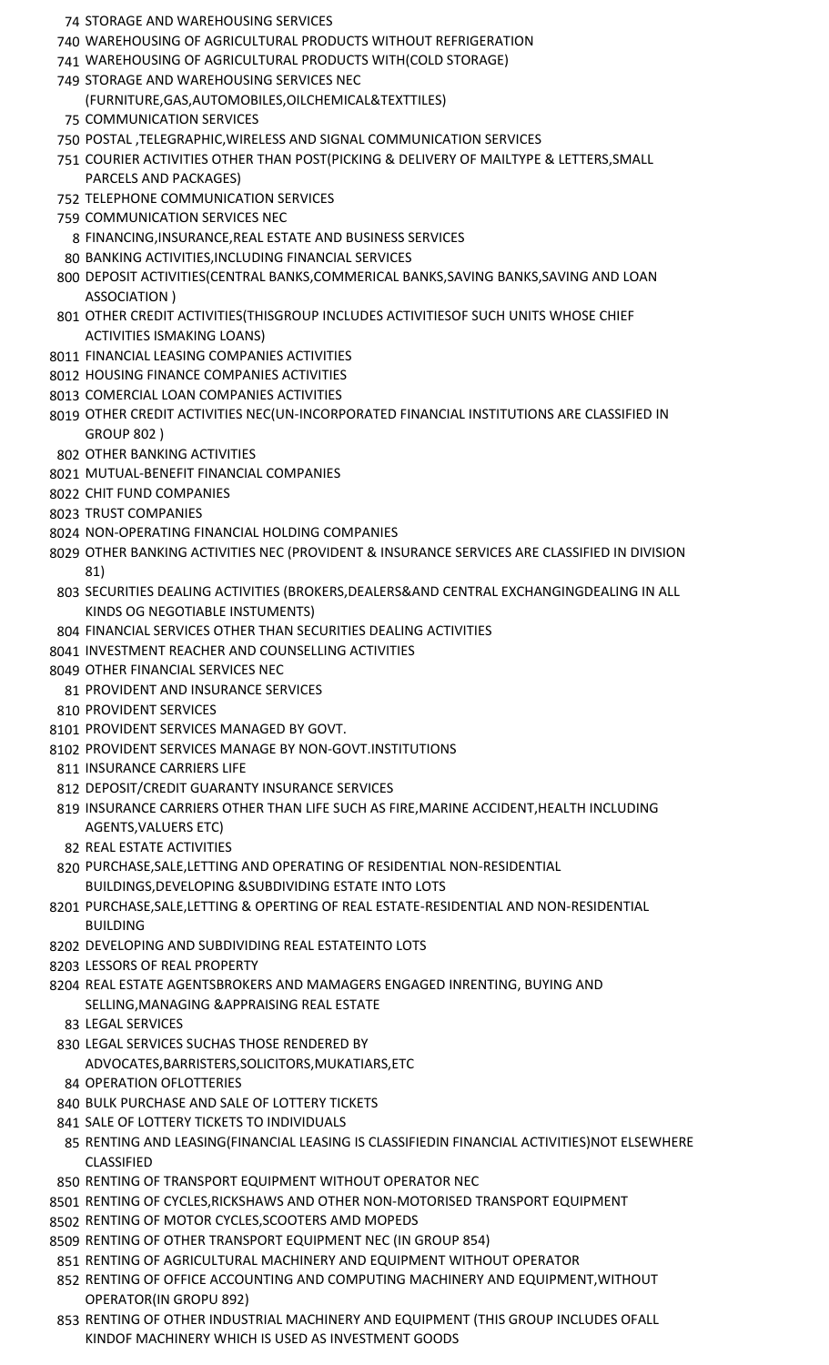74 STORAGE AND WAREHOUSING SERVICES
740 WAREHOUSING OF AGRICULTURAL PRODUCTS WITHOUT REFRIGERATION
741 WAREHOUSING OF AGRICULTURAL PRODUCTS WITH(COLD STORAGE)
749 STORAGE AND WAREHOUSING SERVICES NEC (FURNITURE,GAS,AUTOMOBILES,OILCHEMICAL&TEXTTILES)
75 COMMUNICATION SERVICES
750 POSTAL ,TELEGRAPHIC,WIRELESS AND SIGNAL COMMUNICATION SERVICES
751 COURIER ACTIVITIES OTHER THAN POST(PICKING & DELIVERY OF MAILTYPE & LETTERS,SMALL PARCELS AND PACKAGES)
752 TELEPHONE COMMUNICATION SERVICES
759 COMMUNICATION SERVICES NEC
8 FINANCING,INSURANCE,REAL ESTATE AND BUSINESS SERVICES
80 BANKING ACTIVITIES,INCLUDING FINANCIAL SERVICES
800 DEPOSIT ACTIVITIES(CENTRAL BANKS,COMMERICAL BANKS,SAVING BANKS,SAVING AND LOAN ASSOCIATION )
801 OTHER CREDIT ACTIVITIES(THISGROUP INCLUDES ACTIVITIESOF SUCH UNITS WHOSE CHIEF ACTIVITIES ISMAKING LOANS)
8011 FINANCIAL LEASING COMPANIES ACTIVITIES
8012 HOUSING FINANCE COMPANIES ACTIVITIES
8013 COMERCIAL LOAN COMPANIES ACTIVITIES
8019 OTHER CREDIT ACTIVITIES NEC(UN-INCORPORATED FINANCIAL INSTITUTIONS ARE CLASSIFIED IN GROUP 802 )
802 OTHER BANKING ACTIVITIES
8021 MUTUAL-BENEFIT FINANCIAL COMPANIES
8022 CHIT FUND COMPANIES
8023 TRUST COMPANIES
8024 NON-OPERATING FINANCIAL HOLDING COMPANIES
8029 OTHER BANKING ACTIVITIES NEC (PROVIDENT & INSURANCE SERVICES ARE CLASSIFIED IN DIVISION 81)
803 SECURITIES DEALING ACTIVITIES (BROKERS,DEALERS&AND CENTRAL EXCHANGINGDEALING IN ALL KINDS OG NEGOTIABLE INSTUMENTS)
804 FINANCIAL SERVICES OTHER THAN SECURITIES DEALING ACTIVITIES
8041 INVESTMENT REACHER AND COUNSELLING ACTIVITIES
8049 OTHER FINANCIAL SERVICES NEC
81 PROVIDENT AND INSURANCE SERVICES
810 PROVIDENT SERVICES
8101 PROVIDENT SERVICES MANAGED BY GOVT.
8102 PROVIDENT SERVICES MANAGE BY NON-GOVT.INSTITUTIONS
811 INSURANCE CARRIERS LIFE
812 DEPOSIT/CREDIT GUARANTY INSURANCE SERVICES
819 INSURANCE CARRIERS OTHER THAN LIFE SUCH AS FIRE,MARINE ACCIDENT,HEALTH INCLUDING AGENTS,VALUERS ETC)
82 REAL ESTATE ACTIVITIES
820 PURCHASE,SALE,LETTING AND OPERATING OF RESIDENTIAL NON-RESIDENTIAL BUILDINGS,DEVELOPING &SUBDIVIDING ESTATE INTO LOTS
8201 PURCHASE,SALE,LETTING & OPERTING OF REAL ESTATE-RESIDENTIAL AND NON-RESIDENTIAL BUILDING
8202 DEVELOPING AND SUBDIVIDING REAL ESTATEINTO LOTS
8203 LESSORS OF REAL PROPERTY
8204 REAL ESTATE AGENTSBROKERS AND MAMAGERS ENGAGED INRENTING, BUYING AND SELLING,MANAGING &APPRAISING REAL ESTATE
83 LEGAL SERVICES
830 LEGAL SERVICES SUCHAS THOSE RENDERED BY ADVOCATES,BARRISTERS,SOLICITORS,MUKATIARS,ETC
84 OPERATION OFLOTTERIES
840 BULK PURCHASE AND SALE OF LOTTERY TICKETS
841 SALE OF LOTTERY TICKETS TO INDIVIDUALS
85 RENTING AND LEASING(FINANCIAL LEASING IS CLASSIFIEDIN FINANCIAL ACTIVITIES)NOT ELSEWHERE CLASSIFIED
850 RENTING OF TRANSPORT EQUIPMENT WITHOUT OPERATOR NEC
8501 RENTING OF CYCLES,RICKSHAWS AND OTHER NON-MOTORISED TRANSPORT EQUIPMENT
8502 RENTING OF MOTOR CYCLES,SCOOTERS AMD MOPEDS
8509 RENTING OF OTHER TRANSPORT EQUIPMENT NEC (IN GROUP 854)
851 RENTING OF AGRICULTURAL MACHINERY AND EQUIPMENT WITHOUT OPERATOR
852 RENTING OF OFFICE ACCOUNTING AND COMPUTING MACHINERY AND EQUIPMENT,WITHOUT OPERATOR(IN GROPU 892)
853 RENTING OF OTHER INDUSTRIAL MACHINERY AND EQUIPMENT (THIS GROUP INCLUDES OFALL KINDOF MACHINERY WHICH IS USED AS INVESTMENT GOODS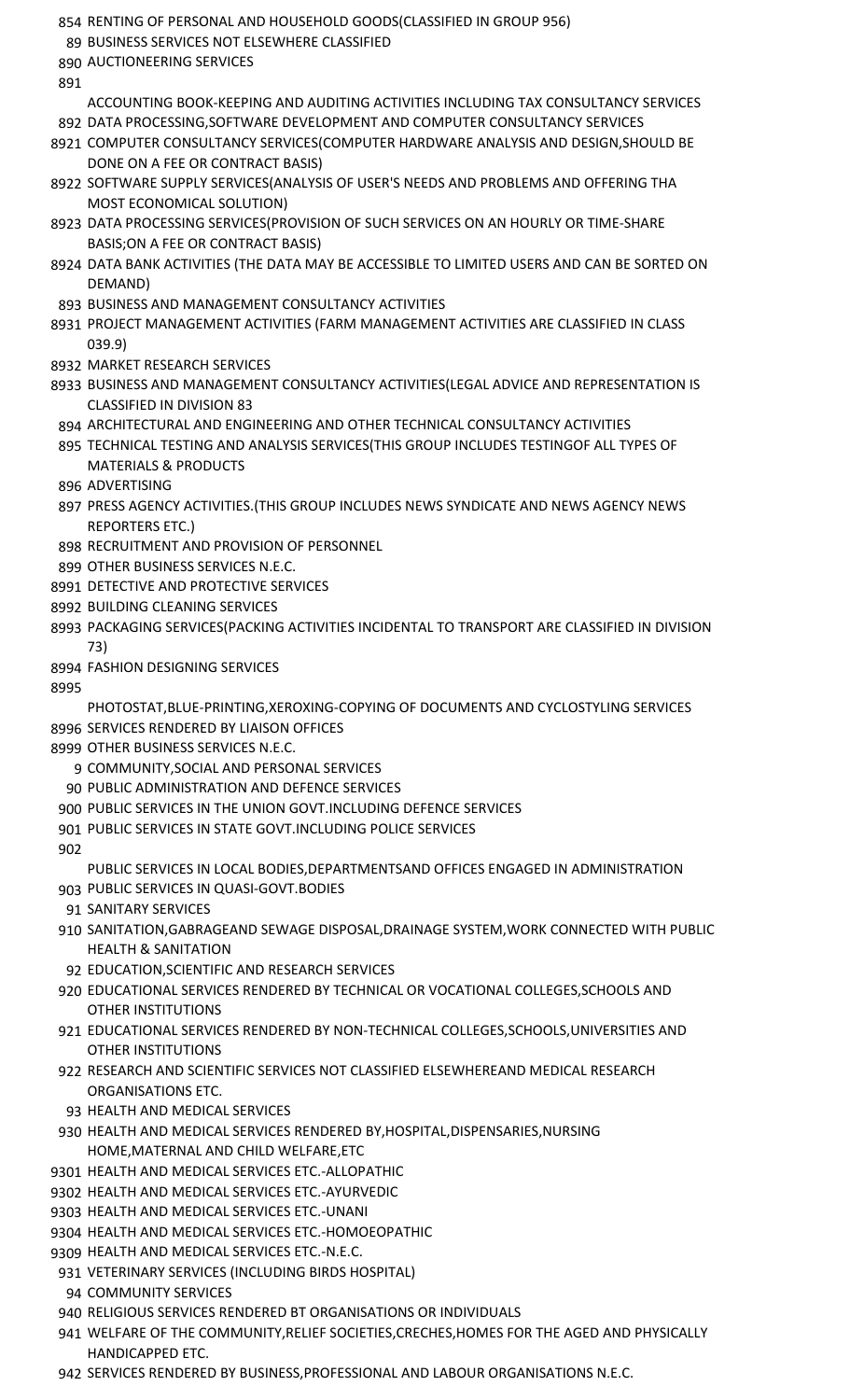| Code | Description |
|---|---|
| 854 | RENTING OF PERSONAL AND HOUSEHOLD GOODS(CLASSIFIED IN GROUP 956) |
| 89 | BUSINESS SERVICES NOT ELSEWHERE CLASSIFIED |
| 890 | AUCTIONEERING SERVICES |
| 891 | ACCOUNTING BOOK-KEEPING AND AUDITING ACTIVITIES INCLUDING TAX CONSULTANCY SERVICES |
| 892 | DATA PROCESSING,SOFTWARE DEVELOPMENT AND COMPUTER CONSULTANCY SERVICES |
| 8921 | COMPUTER CONSULTANCY SERVICES(COMPUTER HARDWARE ANALYSIS AND DESIGN,SHOULD BE DONE ON A FEE OR CONTRACT BASIS) |
| 8922 | SOFTWARE SUPPLY SERVICES(ANALYSIS OF USER'S NEEDS AND PROBLEMS AND OFFERING THA MOST ECONOMICAL SOLUTION) |
| 8923 | DATA PROCESSING SERVICES(PROVISION OF SUCH SERVICES ON AN HOURLY OR TIME-SHARE BASIS;ON A FEE OR CONTRACT BASIS) |
| 8924 | DATA BANK ACTIVITIES (THE DATA MAY BE ACCESSIBLE TO LIMITED USERS AND CAN BE SORTED ON DEMAND) |
| 893 | BUSINESS AND MANAGEMENT CONSULTANCY ACTIVITIES |
| 8931 | PROJECT MANAGEMENT ACTIVITIES (FARM MANAGEMENT ACTIVITIES ARE CLASSIFIED IN CLASS 039.9) |
| 8932 | MARKET RESEARCH SERVICES |
| 8933 | BUSINESS AND MANAGEMENT CONSULTANCY ACTIVITIES(LEGAL ADVICE AND REPRESENTATION IS CLASSIFIED IN DIVISION 83 |
| 894 | ARCHITECTURAL AND ENGINEERING AND OTHER TECHNICAL CONSULTANCY ACTIVITIES |
| 895 | TECHNICAL TESTING AND ANALYSIS SERVICES(THIS GROUP INCLUDES TESTINGOF ALL TYPES OF MATERIALS & PRODUCTS |
| 896 | ADVERTISING |
| 897 | PRESS AGENCY ACTIVITIES.(THIS GROUP INCLUDES NEWS SYNDICATE AND NEWS AGENCY NEWS REPORTERS ETC.) |
| 898 | RECRUITMENT AND PROVISION OF PERSONNEL |
| 899 | OTHER BUSINESS SERVICES N.E.C. |
| 8991 | DETECTIVE AND PROTECTIVE SERVICES |
| 8992 | BUILDING CLEANING SERVICES |
| 8993 | PACKAGING SERVICES(PACKING ACTIVITIES INCIDENTAL TO TRANSPORT ARE CLASSIFIED IN DIVISION 73) |
| 8994 | FASHION DESIGNING SERVICES |
| 8995 | PHOTOSTAT,BLUE-PRINTING,XEROXING-COPYING OF DOCUMENTS AND CYCLOSTYLING SERVICES |
| 8996 | SERVICES RENDERED BY LIAISON OFFICES |
| 8999 | OTHER BUSINESS SERVICES N.E.C. |
| 9 | COMMUNITY,SOCIAL AND PERSONAL SERVICES |
| 90 | PUBLIC ADMINISTRATION AND DEFENCE SERVICES |
| 900 | PUBLIC SERVICES IN THE UNION GOVT.INCLUDING DEFENCE SERVICES |
| 901 | PUBLIC SERVICES IN STATE GOVT.INCLUDING POLICE SERVICES |
| 902 | PUBLIC SERVICES IN LOCAL BODIES,DEPARTMENTSAND OFFICES ENGAGED IN ADMINISTRATION |
| 903 | PUBLIC SERVICES IN QUASI-GOVT.BODIES |
| 91 | SANITARY SERVICES |
| 910 | SANITATION,GABRAGEAND SEWAGE DISPOSAL,DRAINAGE SYSTEM,WORK CONNECTED WITH PUBLIC HEALTH & SANITATION |
| 92 | EDUCATION,SCIENTIFIC AND RESEARCH SERVICES |
| 920 | EDUCATIONAL SERVICES RENDERED BY TECHNICAL OR VOCATIONAL COLLEGES,SCHOOLS AND OTHER INSTITUTIONS |
| 921 | EDUCATIONAL SERVICES RENDERED BY NON-TECHNICAL COLLEGES,SCHOOLS,UNIVERSITIES AND OTHER INSTITUTIONS |
| 922 | RESEARCH AND SCIENTIFIC SERVICES NOT CLASSIFIED ELSEWHEREAND MEDICAL RESEARCH ORGANISATIONS ETC. |
| 93 | HEALTH AND MEDICAL SERVICES |
| 930 | HEALTH AND MEDICAL SERVICES RENDERED BY,HOSPITAL,DISPENSARIES,NURSING HOME,MATERNAL AND CHILD WELFARE,ETC |
| 9301 | HEALTH AND MEDICAL SERVICES ETC.-ALLOPATHIC |
| 9302 | HEALTH AND MEDICAL SERVICES ETC.-AYURVEDIC |
| 9303 | HEALTH AND MEDICAL SERVICES ETC.-UNANI |
| 9304 | HEALTH AND MEDICAL SERVICES ETC.-HOMOEOPATHIC |
| 9309 | HEALTH AND MEDICAL SERVICES ETC.-N.E.C. |
| 931 | VETERINARY SERVICES (INCLUDING BIRDS HOSPITAL) |
| 94 | COMMUNITY SERVICES |
| 940 | RELIGIOUS SERVICES RENDERED BT ORGANISATIONS OR INDIVIDUALS |
| 941 | WELFARE OF THE COMMUNITY,RELIEF SOCIETIES,CRECHES,HOMES FOR THE AGED AND PHYSICALLY HANDICAPPED ETC. |
| 942 | SERVICES RENDERED BY BUSINESS,PROFESSIONAL AND LABOUR ORGANISATIONS N.E.C. |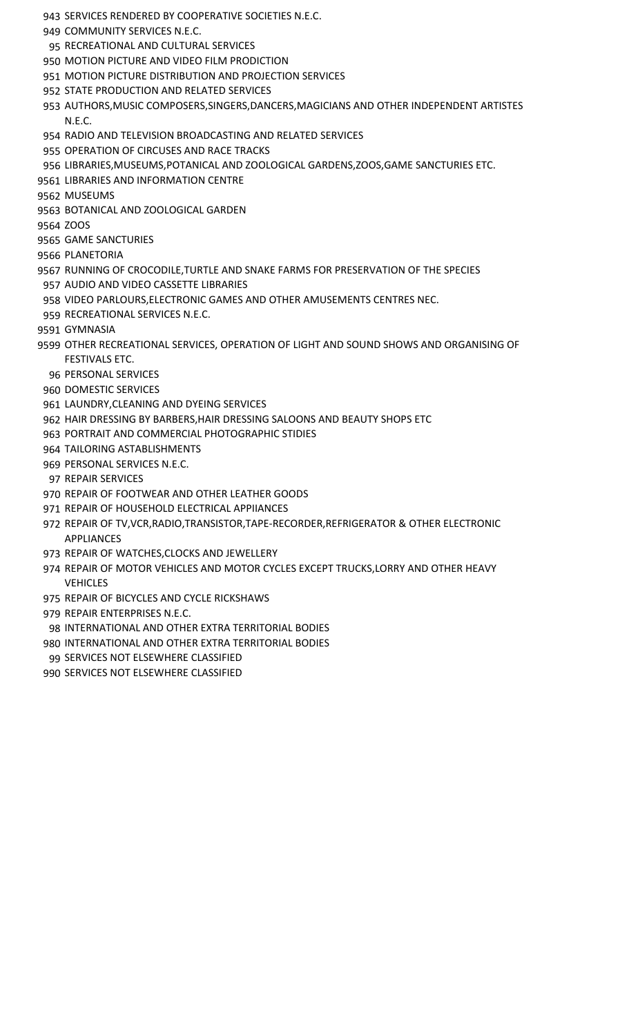943 SERVICES RENDERED BY COOPERATIVE SOCIETIES N.E.C.
949 COMMUNITY SERVICES N.E.C.
95 RECREATIONAL AND CULTURAL SERVICES
950 MOTION PICTURE AND VIDEO FILM PRODICTION
951 MOTION PICTURE DISTRIBUTION AND PROJECTION SERVICES
952 STATE PRODUCTION AND RELATED SERVICES
953 AUTHORS,MUSIC COMPOSERS,SINGERS,DANCERS,MAGICIANS AND OTHER INDEPENDENT ARTISTES N.E.C.
954 RADIO AND TELEVISION BROADCASTING AND RELATED SERVICES
955 OPERATION OF CIRCUSES AND RACE TRACKS
956 LIBRARIES,MUSEUMS,POTANICAL AND ZOOLOGICAL GARDENS,ZOOS,GAME SANCTURIES ETC.
9561 LIBRARIES AND INFORMATION CENTRE
9562 MUSEUMS
9563 BOTANICAL AND ZOOLOGICAL GARDEN
9564 ZOOS
9565 GAME SANCTURIES
9566 PLANETORIA
9567 RUNNING OF CROCODILE,TURTLE AND SNAKE FARMS FOR PRESERVATION OF THE SPECIES
957 AUDIO AND VIDEO CASSETTE LIBRARIES
958 VIDEO PARLOURS,ELECTRONIC GAMES AND OTHER AMUSEMENTS CENTRES NEC.
959 RECREATIONAL SERVICES N.E.C.
9591 GYMNASIA
9599 OTHER RECREATIONAL SERVICES, OPERATION OF LIGHT AND SOUND SHOWS AND ORGANISING OF FESTIVALS ETC.
96 PERSONAL SERVICES
960 DOMESTIC SERVICES
961 LAUNDRY,CLEANING AND DYEING SERVICES
962 HAIR DRESSING BY BARBERS,HAIR DRESSING SALOONS AND BEAUTY SHOPS ETC
963 PORTRAIT AND COMMERCIAL PHOTOGRAPHIC STIDIES
964 TAILORING ASTABLISHMENTS
969 PERSONAL SERVICES N.E.C.
97 REPAIR SERVICES
970 REPAIR OF FOOTWEAR AND OTHER LEATHER GOODS
971 REPAIR OF HOUSEHOLD ELECTRICAL APPIIANCES
972 REPAIR OF TV,VCR,RADIO,TRANSISTOR,TAPE-RECORDER,REFRIGERATOR & OTHER ELECTRONIC APPLIANCES
973 REPAIR OF WATCHES,CLOCKS AND JEWELLERY
974 REPAIR OF MOTOR VEHICLES AND MOTOR CYCLES EXCEPT TRUCKS,LORRY AND OTHER HEAVY VEHICLES
975 REPAIR OF BICYCLES AND CYCLE RICKSHAWS
979 REPAIR ENTERPRISES N.E.C.
98 INTERNATIONAL AND OTHER EXTRA TERRITORIAL BODIES
980 INTERNATIONAL AND OTHER EXTRA TERRITORIAL BODIES
99 SERVICES NOT ELSEWHERE CLASSIFIED
990 SERVICES NOT ELSEWHERE CLASSIFIED